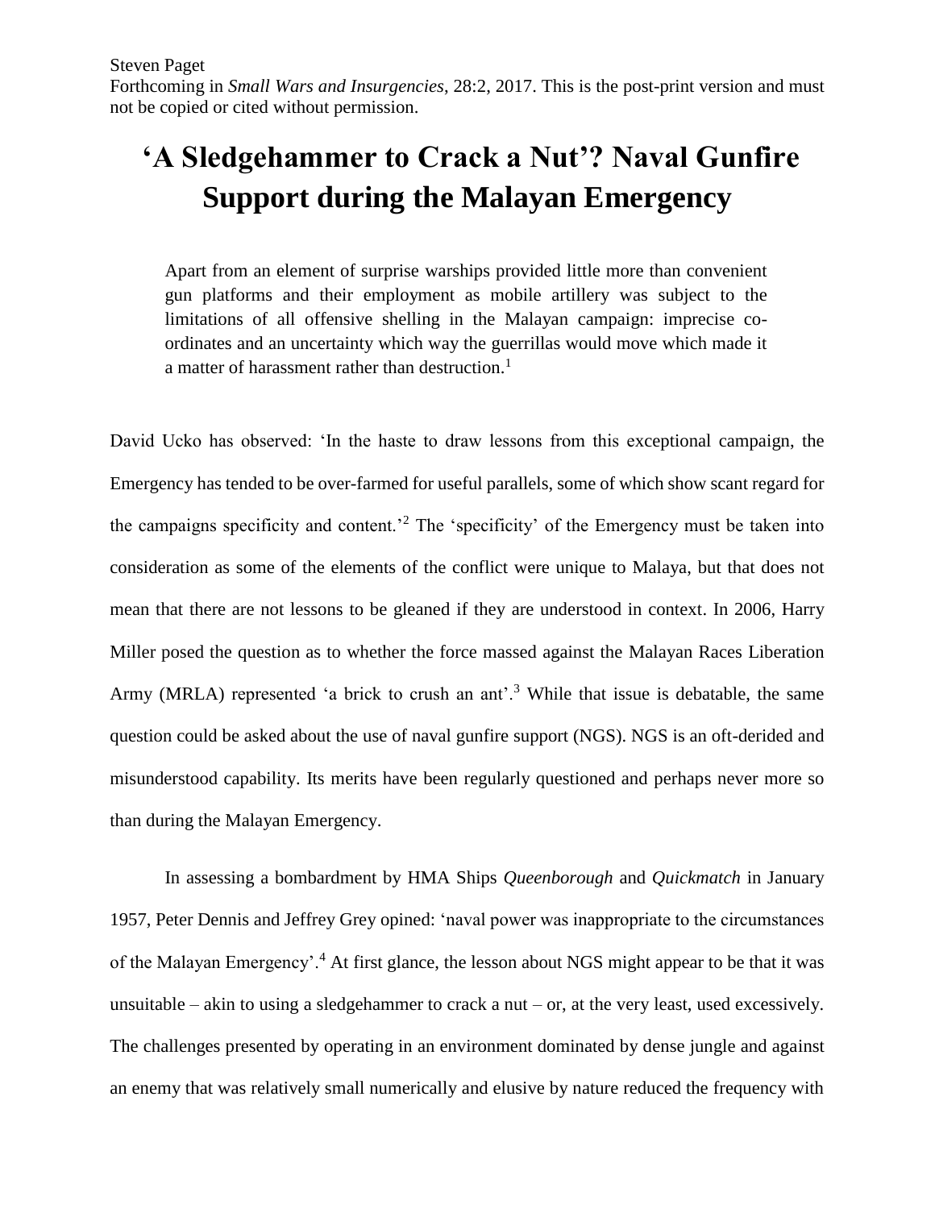Steven Paget

Forthcoming in *Small Wars and Insurgencies*, 28:2, 2017. This is the post-print version and must not be copied or cited without permission.

# 'A Sledgehammer to Crack a Nut'? Naval Gunfire Support during the Malayan Emergency

> Apart from an element of surprise warships provided little more than convenient gun platforms and their employment as mobile artillery was subject to the limitations of all offensive shelling in the Malayan campaign: imprecise co-ordinates and an uncertainty which way the guerrillas would move which made it a matter of harassment rather than destruction.[1]

David Ucko has observed: 'In the haste to draw lessons from this exceptional campaign, the Emergency has tended to be over-farmed for useful parallels, some of which show scant regard for the campaigns specificity and content.'[2] The 'specificity' of the Emergency must be taken into consideration as some of the elements of the conflict were unique to Malaya, but that does not mean that there are not lessons to be gleaned if they are understood in context. In 2006, Harry Miller posed the question as to whether the force massed against the Malayan Races Liberation Army (MRLA) represented 'a brick to crush an ant'.[3] While that issue is debatable, the same question could be asked about the use of naval gunfire support (NGS). NGS is an oft-derided and misunderstood capability. Its merits have been regularly questioned and perhaps never more so than during the Malayan Emergency.

In assessing a bombardment by HMA Ships *Queenborough* and *Quickmatch* in January 1957, Peter Dennis and Jeffrey Grey opined: 'naval power was inappropriate to the circumstances of the Malayan Emergency'.[4] At first glance, the lesson about NGS might appear to be that it was unsuitable – akin to using a sledgehammer to crack a nut – or, at the very least, used excessively. The challenges presented by operating in an environment dominated by dense jungle and against an enemy that was relatively small numerically and elusive by nature reduced the frequency with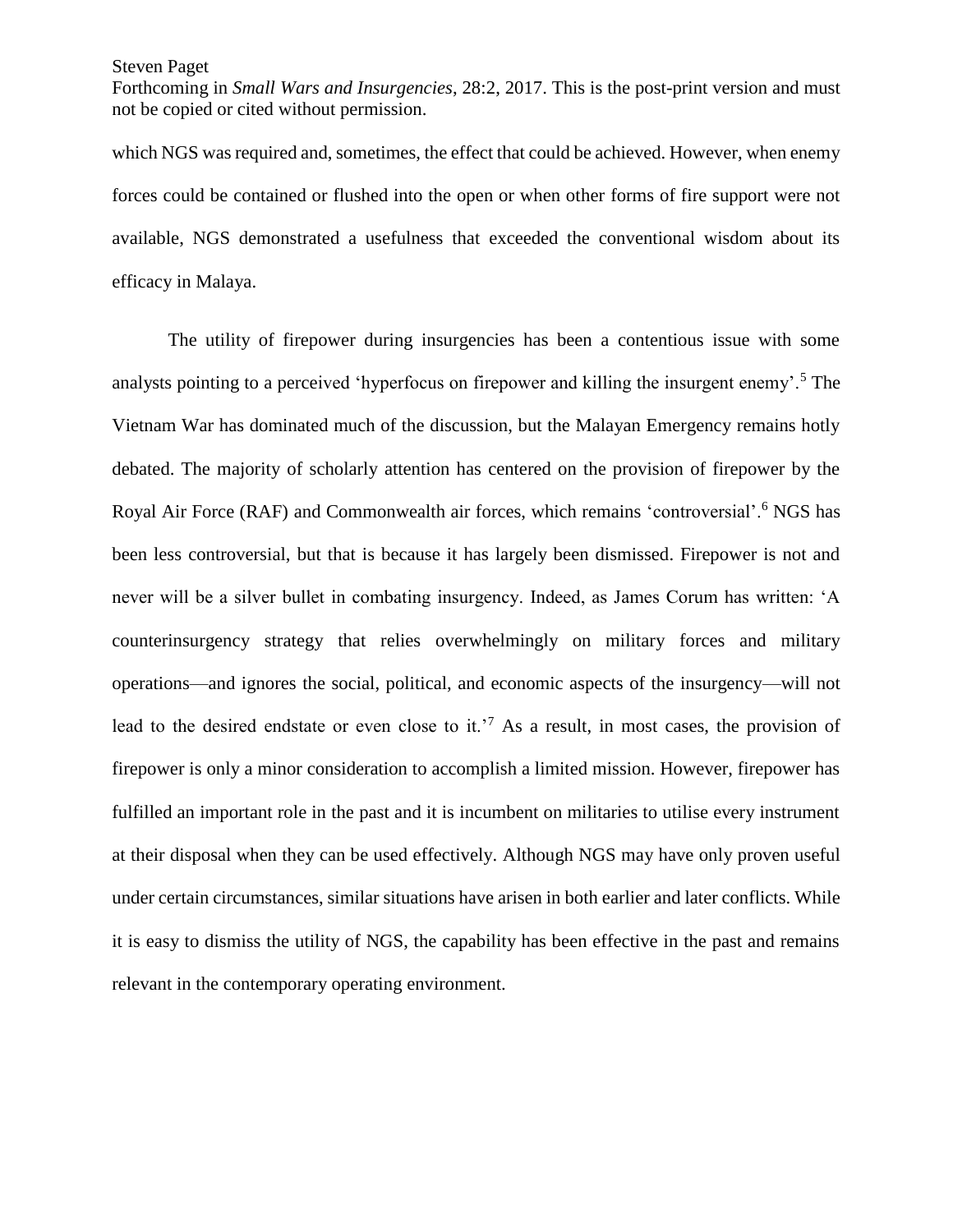which NGS was required and, sometimes, the effect that could be achieved. However, when enemy forces could be contained or flushed into the open or when other forms of fire support were not available, NGS demonstrated a usefulness that exceeded the conventional wisdom about its efficacy in Malaya.

The utility of firepower during insurgencies has been a contentious issue with some analysts pointing to a perceived 'hyperfocus on firepower and killing the insurgent enemy'.[5] The Vietnam War has dominated much of the discussion, but the Malayan Emergency remains hotly debated. The majority of scholarly attention has centered on the provision of firepower by the Royal Air Force (RAF) and Commonwealth air forces, which remains 'controversial'.[6] NGS has been less controversial, but that is because it has largely been dismissed. Firepower is not and never will be a silver bullet in combating insurgency. Indeed, as James Corum has written: 'A counterinsurgency strategy that relies overwhelmingly on military forces and military operations—and ignores the social, political, and economic aspects of the insurgency—will not lead to the desired endstate or even close to it.'[7] As a result, in most cases, the provision of firepower is only a minor consideration to accomplish a limited mission. However, firepower has fulfilled an important role in the past and it is incumbent on militaries to utilise every instrument at their disposal when they can be used effectively. Although NGS may have only proven useful under certain circumstances, similar situations have arisen in both earlier and later conflicts. While it is easy to dismiss the utility of NGS, the capability has been effective in the past and remains relevant in the contemporary operating environment.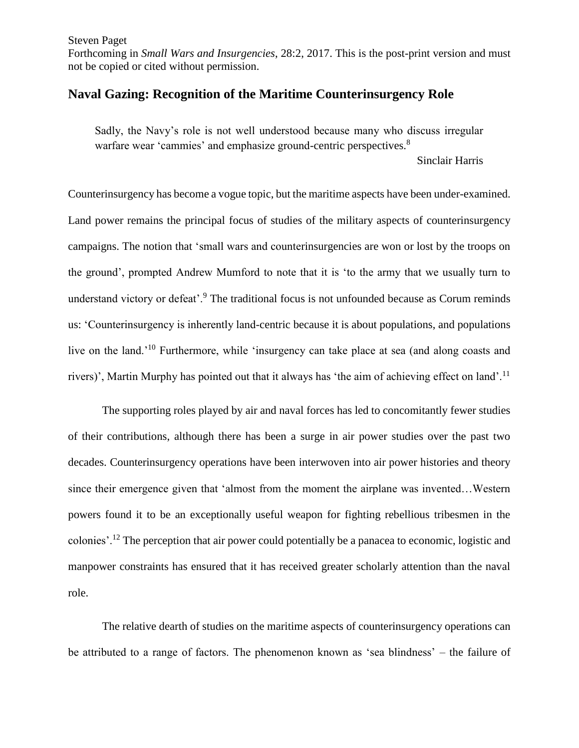Steven Paget

Forthcoming in *Small Wars and Insurgencies*, 28:2, 2017. This is the post-print version and must not be copied or cited without permission.

## Naval Gazing: Recognition of the Maritime Counterinsurgency Role

> Sadly, the Navy's role is not well understood because many who discuss irregular warfare wear 'cammies' and emphasize ground-centric perspectives.[8]
>
> Sinclair Harris

Counterinsurgency has become a vogue topic, but the maritime aspects have been under-examined. Land power remains the principal focus of studies of the military aspects of counterinsurgency campaigns. The notion that 'small wars and counterinsurgencies are won or lost by the troops on the ground', prompted Andrew Mumford to note that it is 'to the army that we usually turn to understand victory or defeat'.[9] The traditional focus is not unfounded because as Corum reminds us: 'Counterinsurgency is inherently land-centric because it is about populations, and populations live on the land.'[10] Furthermore, while 'insurgency can take place at sea (and along coasts and rivers)', Martin Murphy has pointed out that it always has 'the aim of achieving effect on land'.[11]

The supporting roles played by air and naval forces has led to concomitantly fewer studies of their contributions, although there has been a surge in air power studies over the past two decades. Counterinsurgency operations have been interwoven into air power histories and theory since their emergence given that 'almost from the moment the airplane was invented…Western powers found it to be an exceptionally useful weapon for fighting rebellious tribesmen in the colonies'.[12] The perception that air power could potentially be a panacea to economic, logistic and manpower constraints has ensured that it has received greater scholarly attention than the naval role.

The relative dearth of studies on the maritime aspects of counterinsurgency operations can be attributed to a range of factors. The phenomenon known as 'sea blindness' – the failure of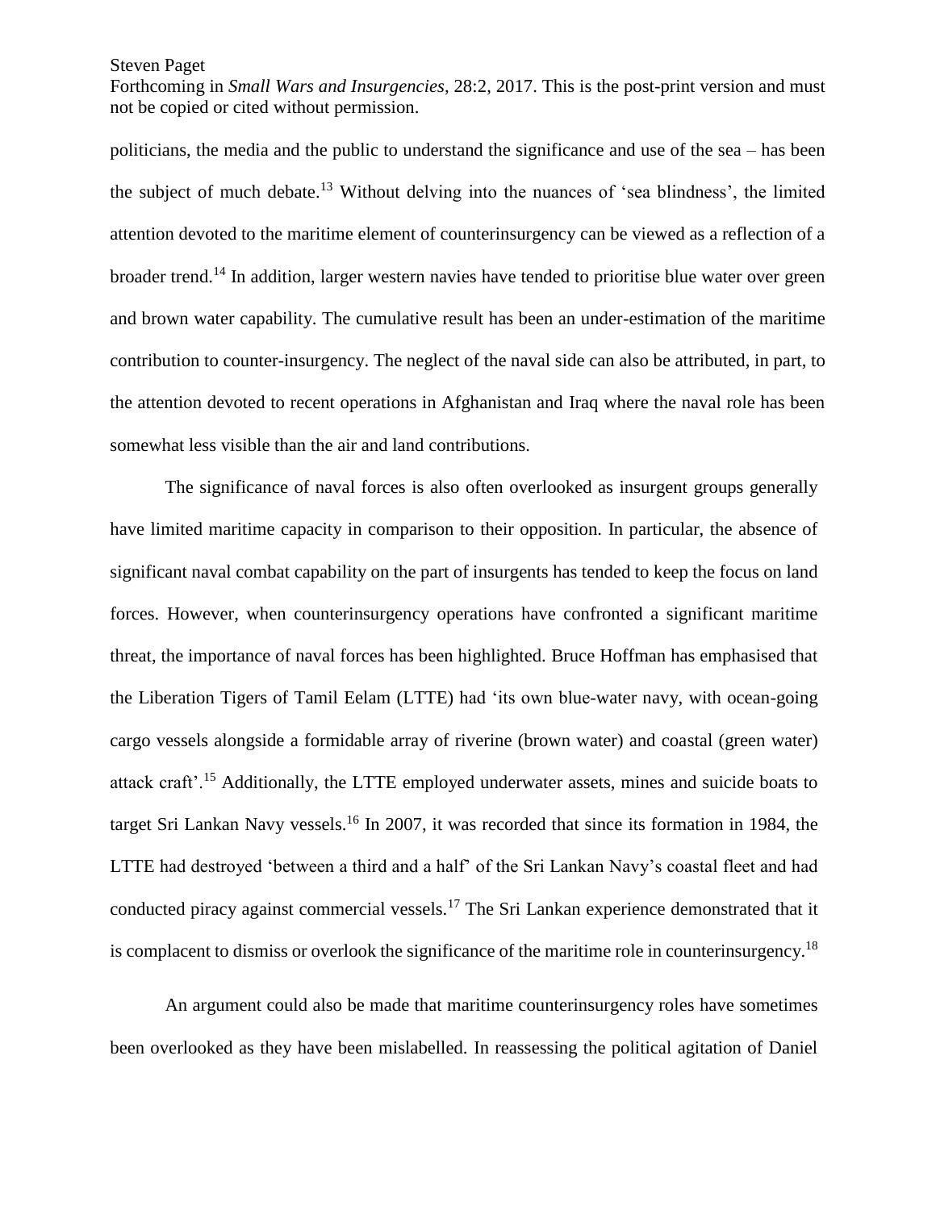politicians, the media and the public to understand the significance and use of the sea – has been the subject of much debate.[13] Without delving into the nuances of 'sea blindness', the limited attention devoted to the maritime element of counterinsurgency can be viewed as a reflection of a broader trend.[14] In addition, larger western navies have tended to prioritise blue water over green and brown water capability. The cumulative result has been an under-estimation of the maritime contribution to counter-insurgency. The neglect of the naval side can also be attributed, in part, to the attention devoted to recent operations in Afghanistan and Iraq where the naval role has been somewhat less visible than the air and land contributions.

The significance of naval forces is also often overlooked as insurgent groups generally have limited maritime capacity in comparison to their opposition. In particular, the absence of significant naval combat capability on the part of insurgents has tended to keep the focus on land forces. However, when counterinsurgency operations have confronted a significant maritime threat, the importance of naval forces has been highlighted. Bruce Hoffman has emphasised that the Liberation Tigers of Tamil Eelam (LTTE) had 'its own blue-water navy, with ocean-going cargo vessels alongside a formidable array of riverine (brown water) and coastal (green water) attack craft'.[15] Additionally, the LTTE employed underwater assets, mines and suicide boats to target Sri Lankan Navy vessels.[16] In 2007, it was recorded that since its formation in 1984, the LTTE had destroyed 'between a third and a half' of the Sri Lankan Navy's coastal fleet and had conducted piracy against commercial vessels.[17] The Sri Lankan experience demonstrated that it is complacent to dismiss or overlook the significance of the maritime role in counterinsurgency.[18]

An argument could also be made that maritime counterinsurgency roles have sometimes been overlooked as they have been mislabelled. In reassessing the political agitation of Daniel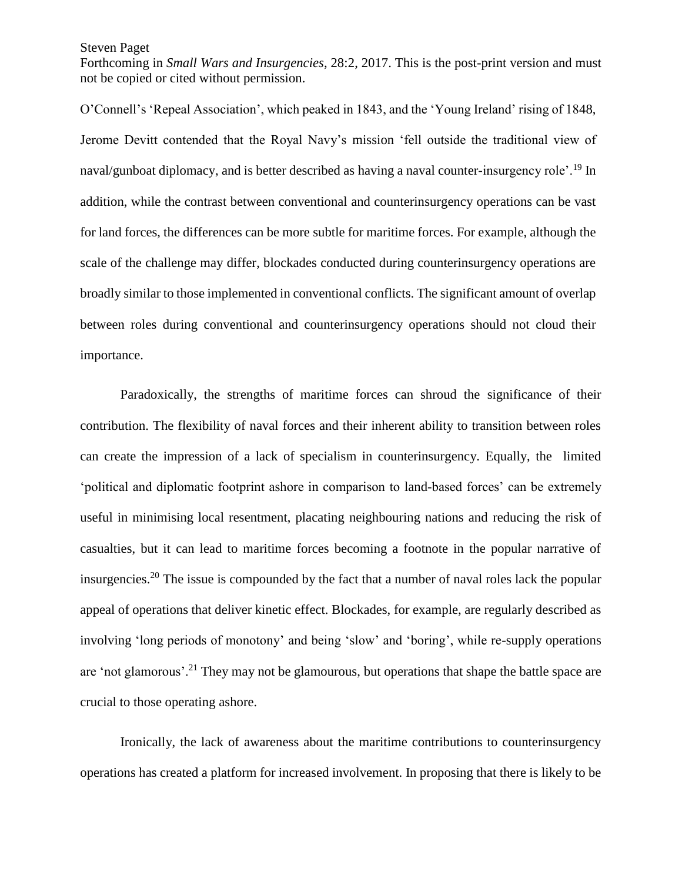O'Connell's 'Repeal Association', which peaked in 1843, and the 'Young Ireland' rising of 1848, Jerome Devitt contended that the Royal Navy's mission 'fell outside the traditional view of naval/gunboat diplomacy, and is better described as having a naval counter-insurgency role'.[19] In addition, while the contrast between conventional and counterinsurgency operations can be vast for land forces, the differences can be more subtle for maritime forces. For example, although the scale of the challenge may differ, blockades conducted during counterinsurgency operations are broadly similar to those implemented in conventional conflicts. The significant amount of overlap between roles during conventional and counterinsurgency operations should not cloud their importance.

Paradoxically, the strengths of maritime forces can shroud the significance of their contribution. The flexibility of naval forces and their inherent ability to transition between roles can create the impression of a lack of specialism in counterinsurgency. Equally, the limited 'political and diplomatic footprint ashore in comparison to land-based forces' can be extremely useful in minimising local resentment, placating neighbouring nations and reducing the risk of casualties, but it can lead to maritime forces becoming a footnote in the popular narrative of insurgencies.[20] The issue is compounded by the fact that a number of naval roles lack the popular appeal of operations that deliver kinetic effect. Blockades, for example, are regularly described as involving 'long periods of monotony' and being 'slow' and 'boring', while re-supply operations are 'not glamorous'.[21] They may not be glamourous, but operations that shape the battle space are crucial to those operating ashore.

Ironically, the lack of awareness about the maritime contributions to counterinsurgency operations has created a platform for increased involvement. In proposing that there is likely to be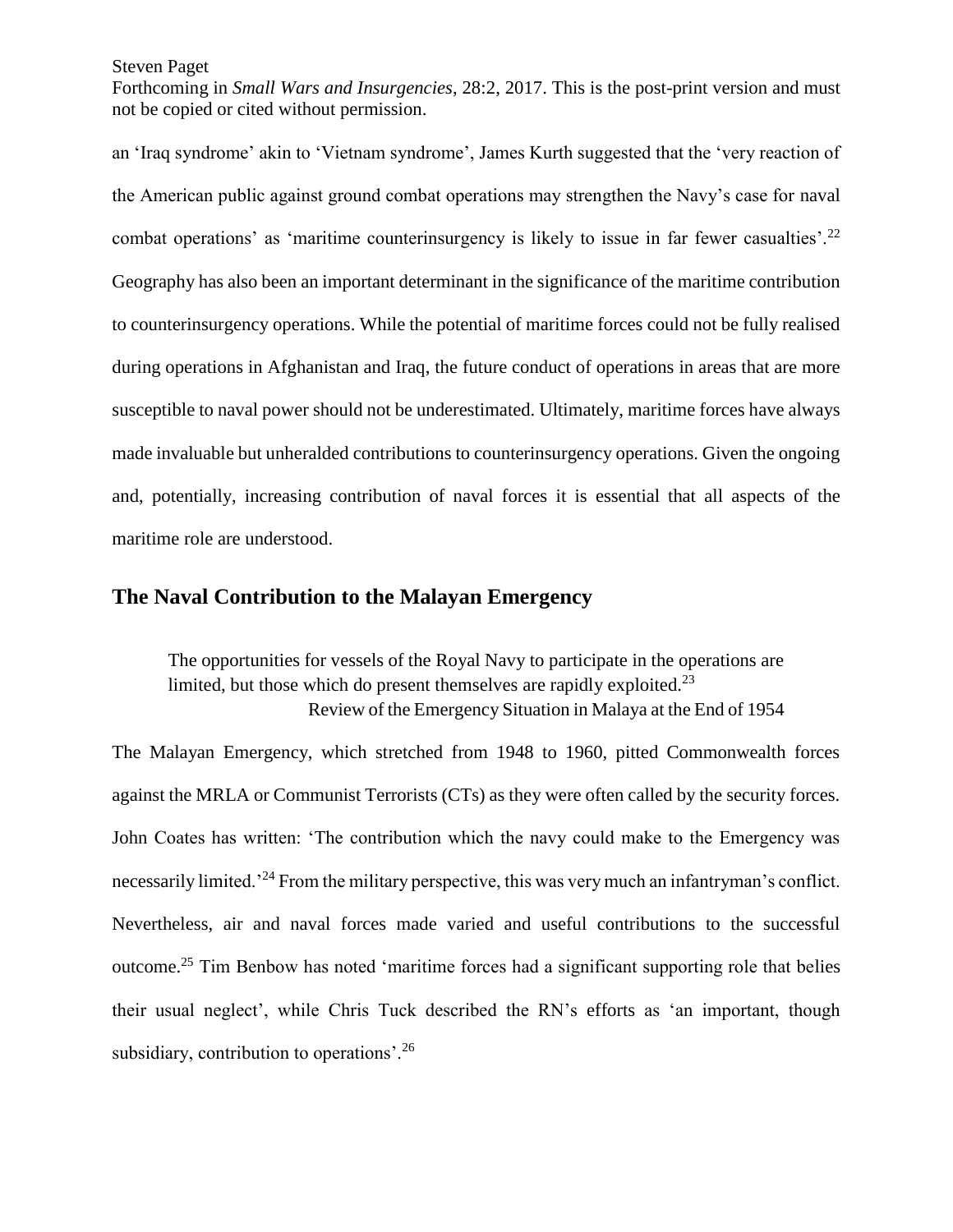an 'Iraq syndrome' akin to 'Vietnam syndrome', James Kurth suggested that the 'very reaction of the American public against ground combat operations may strengthen the Navy's case for naval combat operations' as 'maritime counterinsurgency is likely to issue in far fewer casualties'.[22] Geography has also been an important determinant in the significance of the maritime contribution to counterinsurgency operations. While the potential of maritime forces could not be fully realised during operations in Afghanistan and Iraq, the future conduct of operations in areas that are more susceptible to naval power should not be underestimated. Ultimately, maritime forces have always made invaluable but unheralded contributions to counterinsurgency operations. Given the ongoing and, potentially, increasing contribution of naval forces it is essential that all aspects of the maritime role are understood.

## The Naval Contribution to the Malayan Emergency

> The opportunities for vessels of the Royal Navy to participate in the operations are limited, but those which do present themselves are rapidly exploited.[23]
>
> Review of the Emergency Situation in Malaya at the End of 1954

The Malayan Emergency, which stretched from 1948 to 1960, pitted Commonwealth forces against the MRLA or Communist Terrorists (CTs) as they were often called by the security forces. John Coates has written: 'The contribution which the navy could make to the Emergency was necessarily limited.'[24] From the military perspective, this was very much an infantryman's conflict. Nevertheless, air and naval forces made varied and useful contributions to the successful outcome.[25] Tim Benbow has noted 'maritime forces had a significant supporting role that belies their usual neglect', while Chris Tuck described the RN's efforts as 'an important, though subsidiary, contribution to operations'.[26]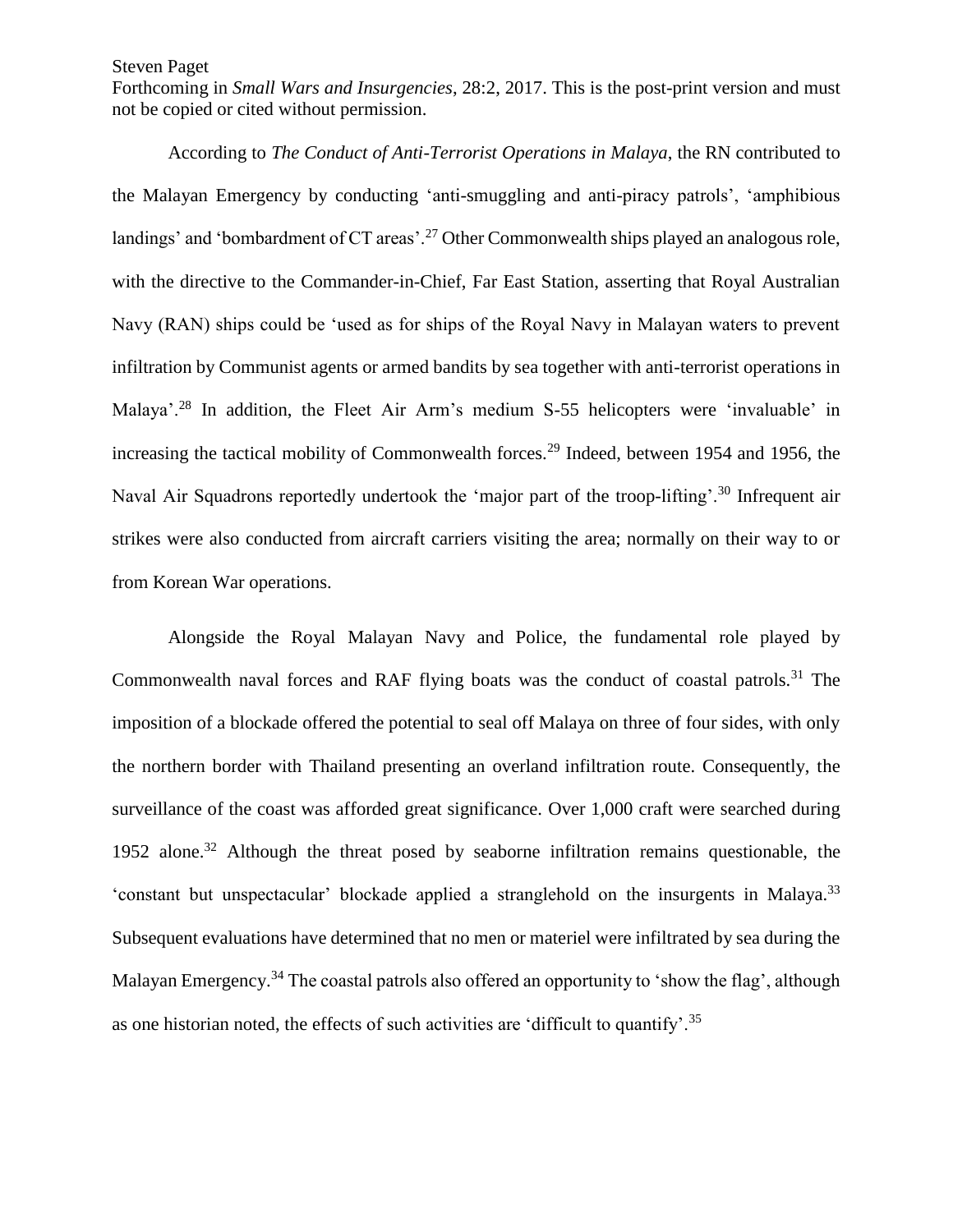According to *The Conduct of Anti-Terrorist Operations in Malaya*, the RN contributed to the Malayan Emergency by conducting 'anti-smuggling and anti-piracy patrols', 'amphibious landings' and 'bombardment of CT areas'.[27] Other Commonwealth ships played an analogous role, with the directive to the Commander-in-Chief, Far East Station, asserting that Royal Australian Navy (RAN) ships could be 'used as for ships of the Royal Navy in Malayan waters to prevent infiltration by Communist agents or armed bandits by sea together with anti-terrorist operations in Malaya'.[28] In addition, the Fleet Air Arm's medium S-55 helicopters were 'invaluable' in increasing the tactical mobility of Commonwealth forces.[29] Indeed, between 1954 and 1956, the Naval Air Squadrons reportedly undertook the 'major part of the troop-lifting'.[30] Infrequent air strikes were also conducted from aircraft carriers visiting the area; normally on their way to or from Korean War operations.

Alongside the Royal Malayan Navy and Police, the fundamental role played by Commonwealth naval forces and RAF flying boats was the conduct of coastal patrols.[31] The imposition of a blockade offered the potential to seal off Malaya on three of four sides, with only the northern border with Thailand presenting an overland infiltration route. Consequently, the surveillance of the coast was afforded great significance. Over 1,000 craft were searched during 1952 alone.[32] Although the threat posed by seaborne infiltration remains questionable, the 'constant but unspectacular' blockade applied a stranglehold on the insurgents in Malaya.[33] Subsequent evaluations have determined that no men or materiel were infiltrated by sea during the Malayan Emergency.[34] The coastal patrols also offered an opportunity to 'show the flag', although as one historian noted, the effects of such activities are 'difficult to quantify'.[35]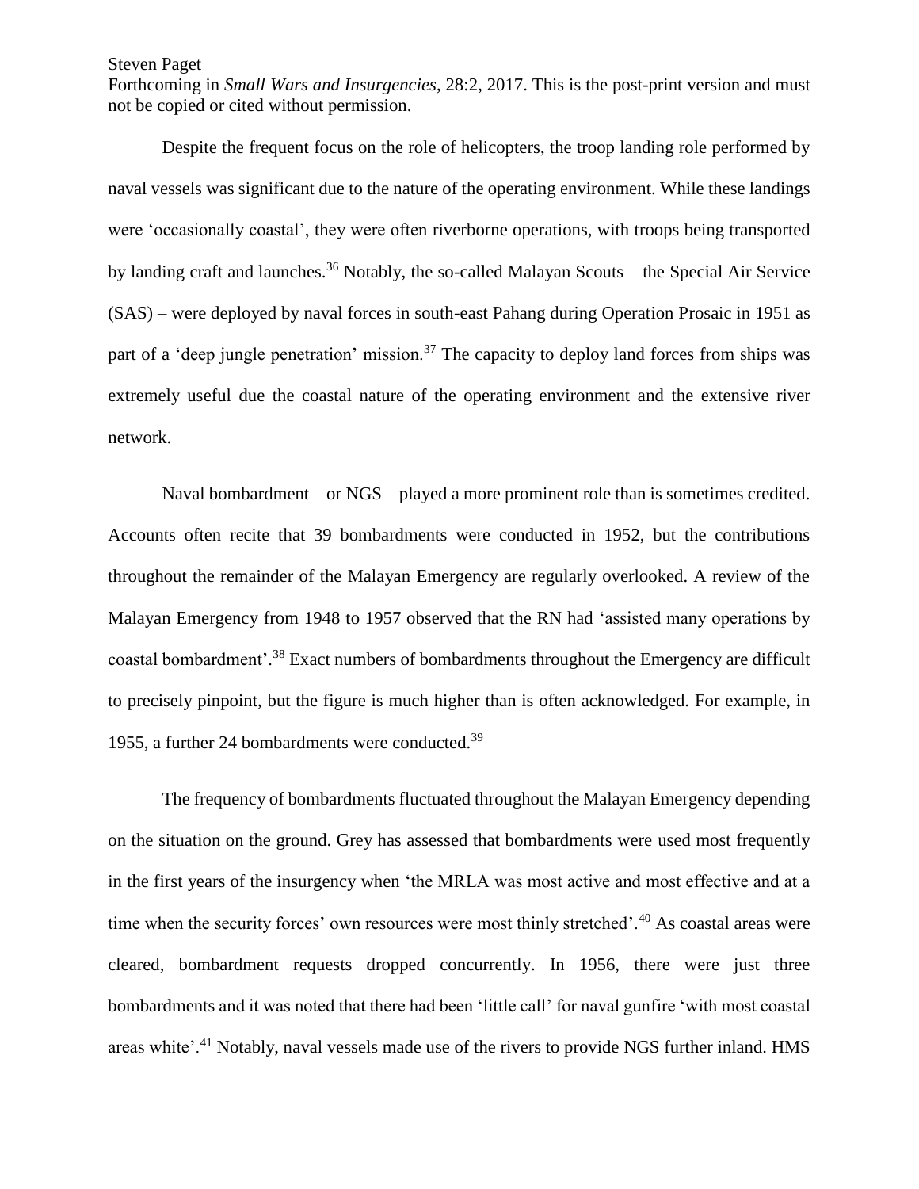Despite the frequent focus on the role of helicopters, the troop landing role performed by naval vessels was significant due to the nature of the operating environment. While these landings were 'occasionally coastal', they were often riverborne operations, with troops being transported by landing craft and launches.[36] Notably, the so-called Malayan Scouts – the Special Air Service (SAS) – were deployed by naval forces in south-east Pahang during Operation Prosaic in 1951 as part of a 'deep jungle penetration' mission.[37] The capacity to deploy land forces from ships was extremely useful due the coastal nature of the operating environment and the extensive river network.

Naval bombardment – or NGS – played a more prominent role than is sometimes credited. Accounts often recite that 39 bombardments were conducted in 1952, but the contributions throughout the remainder of the Malayan Emergency are regularly overlooked. A review of the Malayan Emergency from 1948 to 1957 observed that the RN had 'assisted many operations by coastal bombardment'.[38] Exact numbers of bombardments throughout the Emergency are difficult to precisely pinpoint, but the figure is much higher than is often acknowledged. For example, in 1955, a further 24 bombardments were conducted.[39]

The frequency of bombardments fluctuated throughout the Malayan Emergency depending on the situation on the ground. Grey has assessed that bombardments were used most frequently in the first years of the insurgency when 'the MRLA was most active and most effective and at a time when the security forces' own resources were most thinly stretched'.[40] As coastal areas were cleared, bombardment requests dropped concurrently. In 1956, there were just three bombardments and it was noted that there had been 'little call' for naval gunfire 'with most coastal areas white'.[41] Notably, naval vessels made use of the rivers to provide NGS further inland. HMS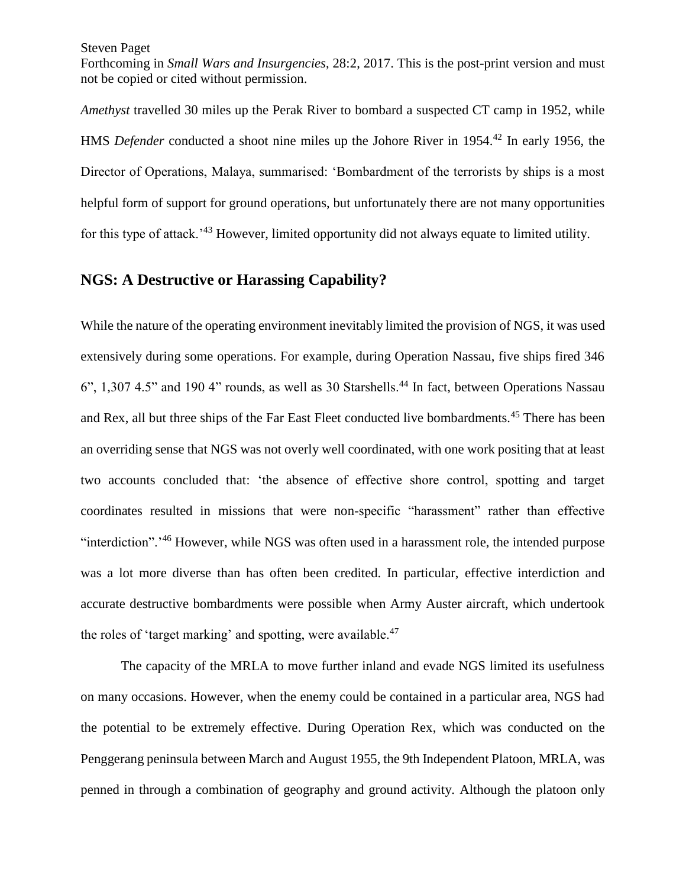*Amethyst* travelled 30 miles up the Perak River to bombard a suspected CT camp in 1952, while HMS *Defender* conducted a shoot nine miles up the Johore River in 1954.[42] In early 1956, the Director of Operations, Malaya, summarised: 'Bombardment of the terrorists by ships is a most helpful form of support for ground operations, but unfortunately there are not many opportunities for this type of attack.'[43] However, limited opportunity did not always equate to limited utility.

## NGS: A Destructive or Harassing Capability?

While the nature of the operating environment inevitably limited the provision of NGS, it was used extensively during some operations. For example, during Operation Nassau, five ships fired 346 6", 1,307 4.5" and 190 4" rounds, as well as 30 Starshells.[44] In fact, between Operations Nassau and Rex, all but three ships of the Far East Fleet conducted live bombardments.[45] There has been an overriding sense that NGS was not overly well coordinated, with one work positing that at least two accounts concluded that: 'the absence of effective shore control, spotting and target coordinates resulted in missions that were non-specific "harassment" rather than effective "interdiction".'[46] However, while NGS was often used in a harassment role, the intended purpose was a lot more diverse than has often been credited. In particular, effective interdiction and accurate destructive bombardments were possible when Army Auster aircraft, which undertook the roles of 'target marking' and spotting, were available.[47]

The capacity of the MRLA to move further inland and evade NGS limited its usefulness on many occasions. However, when the enemy could be contained in a particular area, NGS had the potential to be extremely effective. During Operation Rex, which was conducted on the Penggerang peninsula between March and August 1955, the 9th Independent Platoon, MRLA, was penned in through a combination of geography and ground activity. Although the platoon only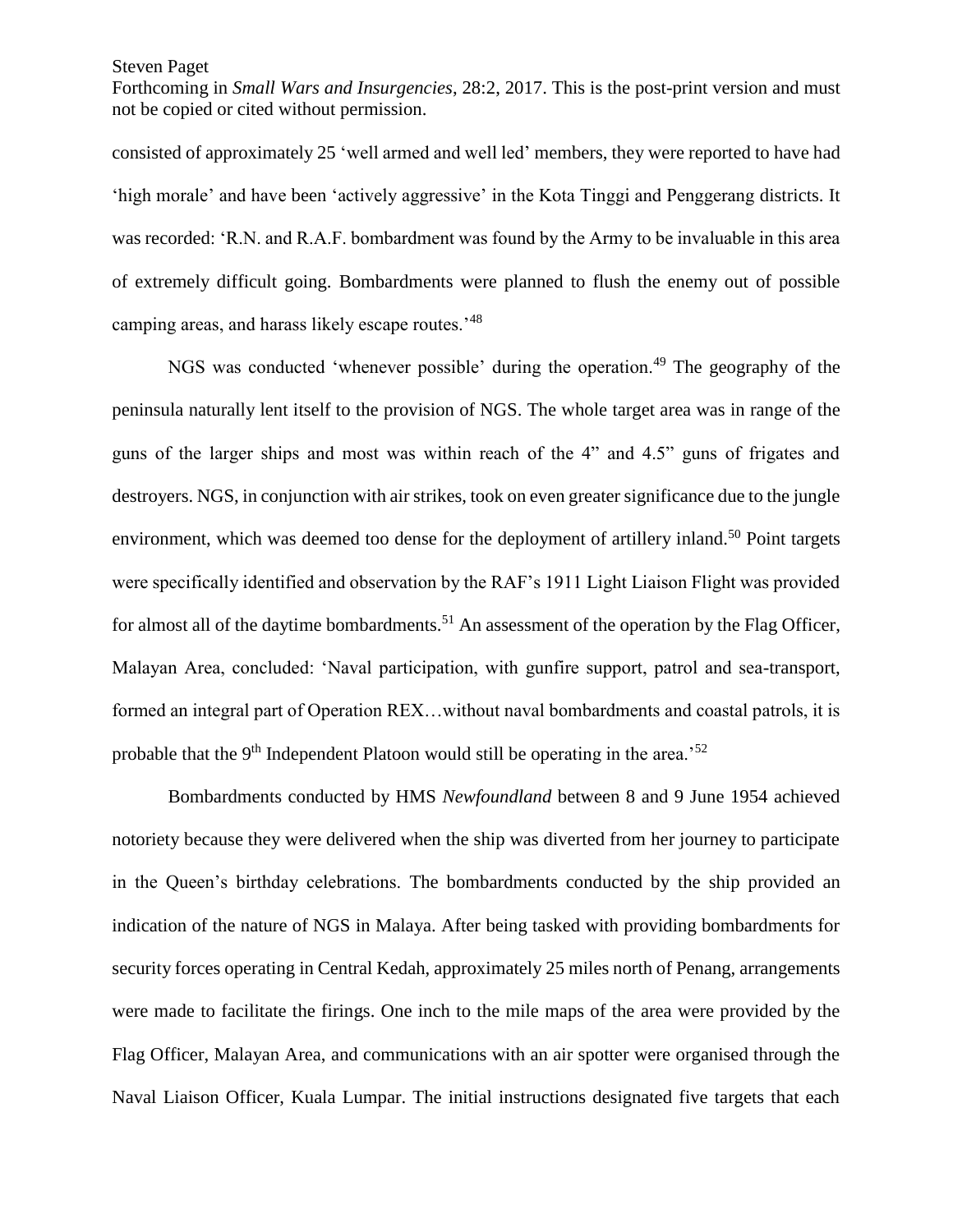consisted of approximately 25 ‘well armed and well led’ members, they were reported to have had ‘high morale’ and have been ‘actively aggressive’ in the Kota Tinggi and Penggerang districts. It was recorded: ‘R.N. and R.A.F. bombardment was found by the Army to be invaluable in this area of extremely difficult going. Bombardments were planned to flush the enemy out of possible camping areas, and harass likely escape routes.’[48]

NGS was conducted ‘whenever possible’ during the operation.[49] The geography of the peninsula naturally lent itself to the provision of NGS. The whole target area was in range of the guns of the larger ships and most was within reach of the 4” and 4.5” guns of frigates and destroyers. NGS, in conjunction with air strikes, took on even greater significance due to the jungle environment, which was deemed too dense for the deployment of artillery inland.[50] Point targets were specifically identified and observation by the RAF’s 1911 Light Liaison Flight was provided for almost all of the daytime bombardments.[51] An assessment of the operation by the Flag Officer, Malayan Area, concluded: ‘Naval participation, with gunfire support, patrol and sea-transport, formed an integral part of Operation REX…without naval bombardments and coastal patrols, it is probable that the 9th Independent Platoon would still be operating in the area.’[52]

Bombardments conducted by HMS *Newfoundland* between 8 and 9 June 1954 achieved notoriety because they were delivered when the ship was diverted from her journey to participate in the Queen’s birthday celebrations. The bombardments conducted by the ship provided an indication of the nature of NGS in Malaya. After being tasked with providing bombardments for security forces operating in Central Kedah, approximately 25 miles north of Penang, arrangements were made to facilitate the firings. One inch to the mile maps of the area were provided by the Flag Officer, Malayan Area, and communications with an air spotter were organised through the Naval Liaison Officer, Kuala Lumpar. The initial instructions designated five targets that each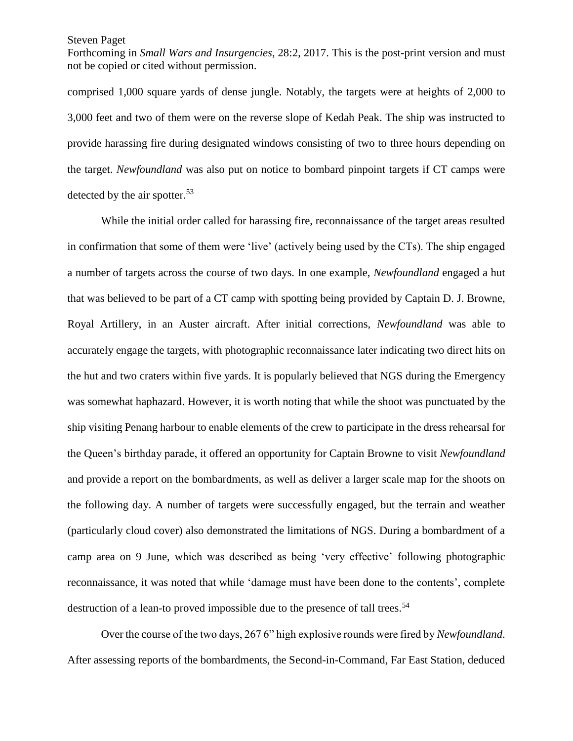comprised 1,000 square yards of dense jungle. Notably, the targets were at heights of 2,000 to 3,000 feet and two of them were on the reverse slope of Kedah Peak. The ship was instructed to provide harassing fire during designated windows consisting of two to three hours depending on the target. *Newfoundland* was also put on notice to bombard pinpoint targets if CT camps were detected by the air spotter.[53]

While the initial order called for harassing fire, reconnaissance of the target areas resulted in confirmation that some of them were 'live' (actively being used by the CTs). The ship engaged a number of targets across the course of two days. In one example, *Newfoundland* engaged a hut that was believed to be part of a CT camp with spotting being provided by Captain D. J. Browne, Royal Artillery, in an Auster aircraft. After initial corrections, *Newfoundland* was able to accurately engage the targets, with photographic reconnaissance later indicating two direct hits on the hut and two craters within five yards. It is popularly believed that NGS during the Emergency was somewhat haphazard. However, it is worth noting that while the shoot was punctuated by the ship visiting Penang harbour to enable elements of the crew to participate in the dress rehearsal for the Queen's birthday parade, it offered an opportunity for Captain Browne to visit *Newfoundland* and provide a report on the bombardments, as well as deliver a larger scale map for the shoots on the following day. A number of targets were successfully engaged, but the terrain and weather (particularly cloud cover) also demonstrated the limitations of NGS. During a bombardment of a camp area on 9 June, which was described as being 'very effective' following photographic reconnaissance, it was noted that while 'damage must have been done to the contents', complete destruction of a lean-to proved impossible due to the presence of tall trees.[54]

Over the course of the two days, 267 6" high explosive rounds were fired by *Newfoundland*. After assessing reports of the bombardments, the Second-in-Command, Far East Station, deduced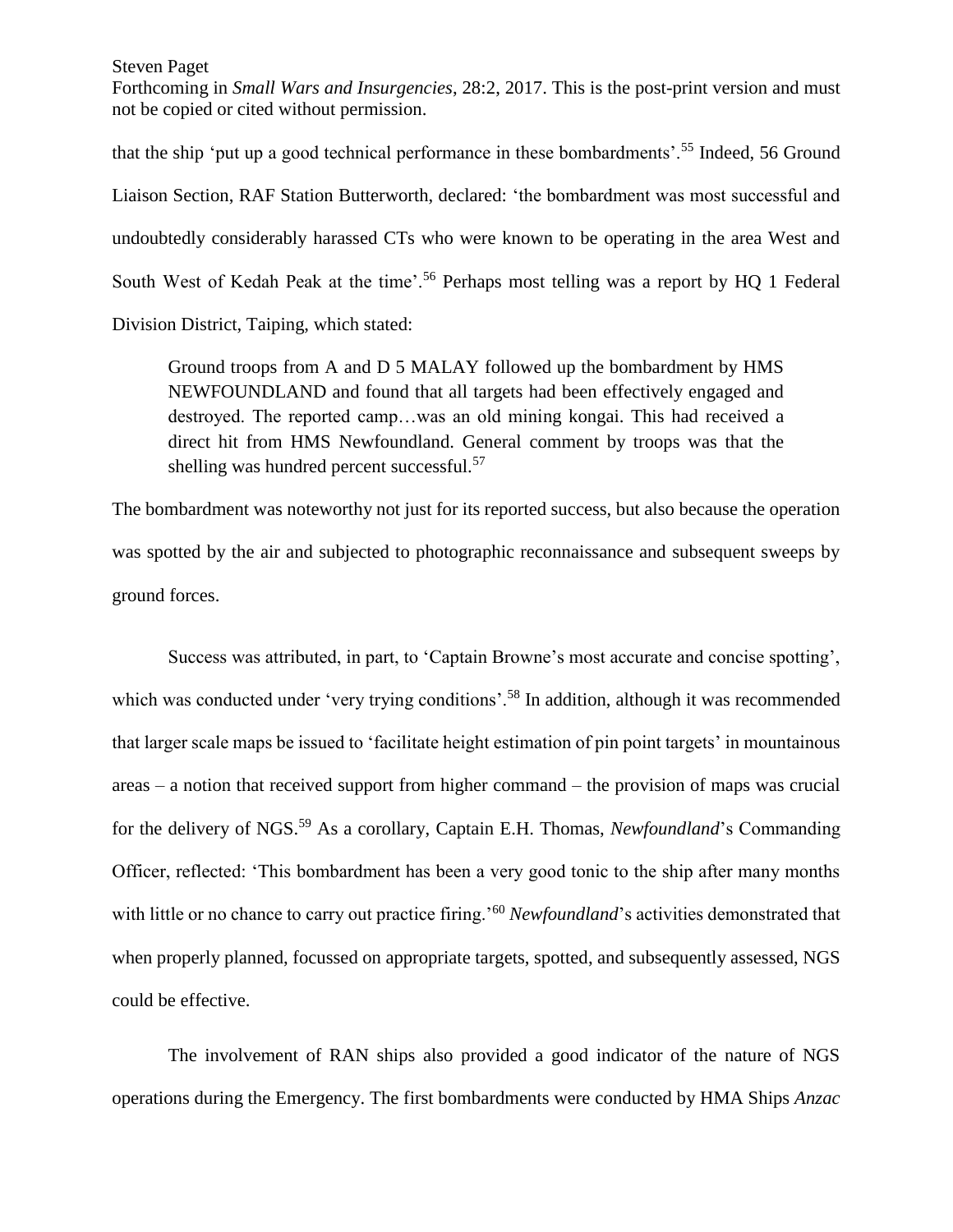that the ship 'put up a good technical performance in these bombardments'.[55] Indeed, 56 Ground Liaison Section, RAF Station Butterworth, declared: 'the bombardment was most successful and undoubtedly considerably harassed CTs who were known to be operating in the area West and South West of Kedah Peak at the time'.[56] Perhaps most telling was a report by HQ 1 Federal Division District, Taiping, which stated:

> Ground troops from A and D 5 MALAY followed up the bombardment by HMS NEWFOUNDLAND and found that all targets had been effectively engaged and destroyed. The reported camp…was an old mining kongai. This had received a direct hit from HMS Newfoundland. General comment by troops was that the shelling was hundred percent successful.[57]

The bombardment was noteworthy not just for its reported success, but also because the operation was spotted by the air and subjected to photographic reconnaissance and subsequent sweeps by ground forces.

Success was attributed, in part, to 'Captain Browne's most accurate and concise spotting', which was conducted under 'very trying conditions'.[58] In addition, although it was recommended that larger scale maps be issued to 'facilitate height estimation of pin point targets' in mountainous areas – a notion that received support from higher command – the provision of maps was crucial for the delivery of NGS.[59] As a corollary, Captain E.H. Thomas, *Newfoundland*'s Commanding Officer, reflected: 'This bombardment has been a very good tonic to the ship after many months with little or no chance to carry out practice firing.'[60] *Newfoundland*'s activities demonstrated that when properly planned, focussed on appropriate targets, spotted, and subsequently assessed, NGS could be effective.

The involvement of RAN ships also provided a good indicator of the nature of NGS operations during the Emergency. The first bombardments were conducted by HMA Ships *Anzac*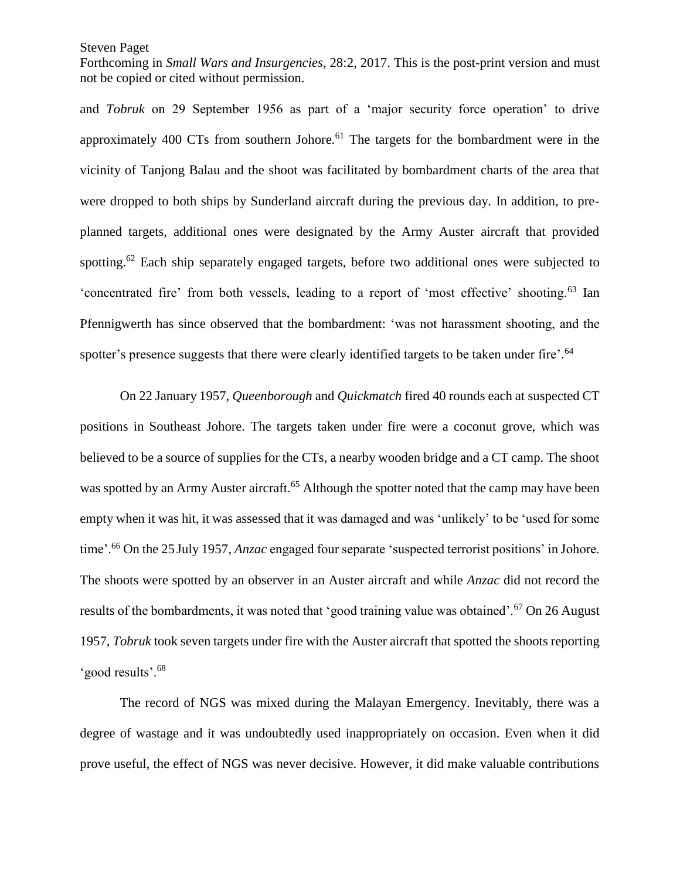and *Tobruk* on 29 September 1956 as part of a 'major security force operation' to drive approximately 400 CTs from southern Johore.[61] The targets for the bombardment were in the vicinity of Tanjong Balau and the shoot was facilitated by bombardment charts of the area that were dropped to both ships by Sunderland aircraft during the previous day. In addition, to pre-planned targets, additional ones were designated by the Army Auster aircraft that provided spotting.[62] Each ship separately engaged targets, before two additional ones were subjected to 'concentrated fire' from both vessels, leading to a report of 'most effective' shooting.[63] Ian Pfennigwerth has since observed that the bombardment: 'was not harassment shooting, and the spotter's presence suggests that there were clearly identified targets to be taken under fire'.[64]

On 22 January 1957, *Queenborough* and *Quickmatch* fired 40 rounds each at suspected CT positions in Southeast Johore. The targets taken under fire were a coconut grove, which was believed to be a source of supplies for the CTs, a nearby wooden bridge and a CT camp. The shoot was spotted by an Army Auster aircraft.[65] Although the spotter noted that the camp may have been empty when it was hit, it was assessed that it was damaged and was 'unlikely' to be 'used for some time'.[66] On the 25 July 1957, *Anzac* engaged four separate 'suspected terrorist positions' in Johore. The shoots were spotted by an observer in an Auster aircraft and while *Anzac* did not record the results of the bombardments, it was noted that 'good training value was obtained'.[67] On 26 August 1957, *Tobruk* took seven targets under fire with the Auster aircraft that spotted the shoots reporting 'good results'.[68]

The record of NGS was mixed during the Malayan Emergency. Inevitably, there was a degree of wastage and it was undoubtedly used inappropriately on occasion. Even when it did prove useful, the effect of NGS was never decisive. However, it did make valuable contributions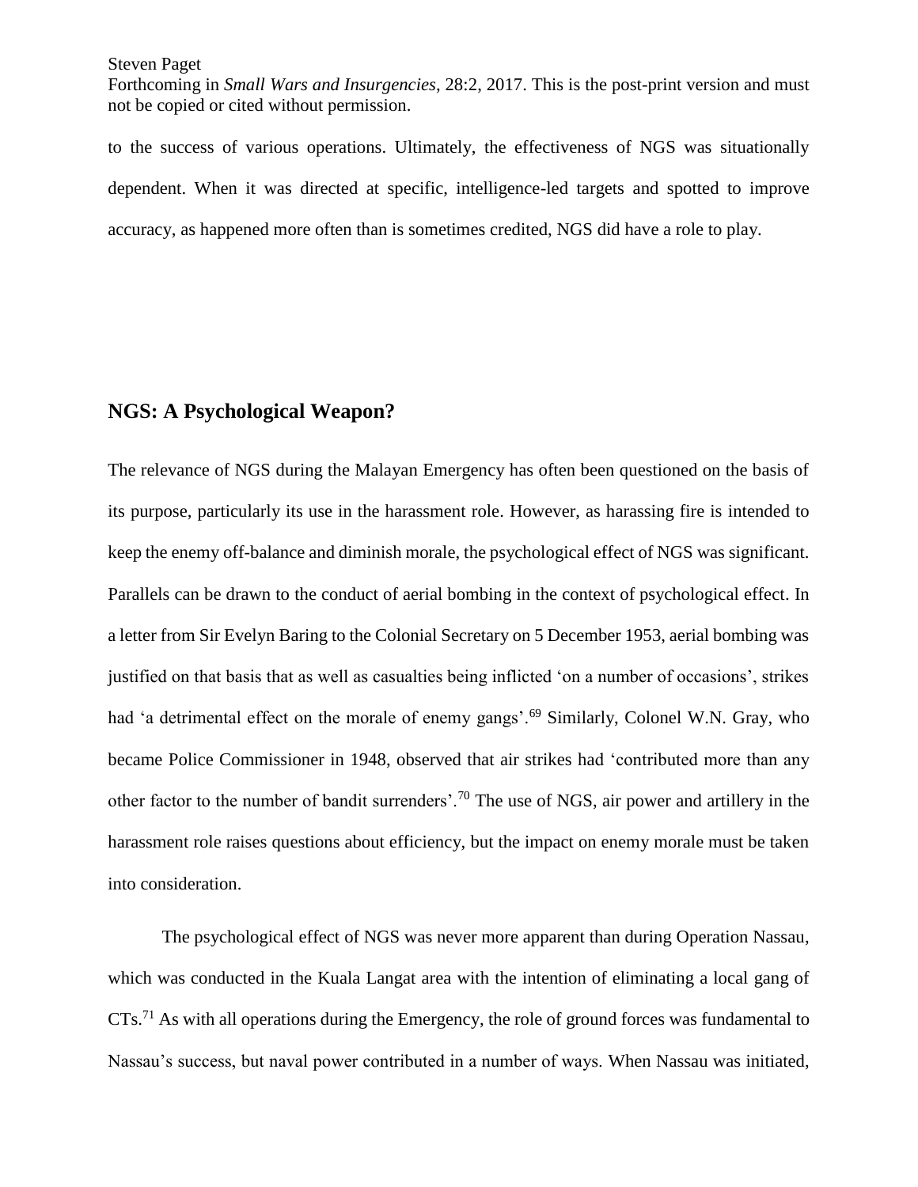to the success of various operations. Ultimately, the effectiveness of NGS was situationally dependent. When it was directed at specific, intelligence-led targets and spotted to improve accuracy, as happened more often than is sometimes credited, NGS did have a role to play.

## NGS: A Psychological Weapon?

The relevance of NGS during the Malayan Emergency has often been questioned on the basis of its purpose, particularly its use in the harassment role. However, as harassing fire is intended to keep the enemy off-balance and diminish morale, the psychological effect of NGS was significant. Parallels can be drawn to the conduct of aerial bombing in the context of psychological effect. In a letter from Sir Evelyn Baring to the Colonial Secretary on 5 December 1953, aerial bombing was justified on that basis that as well as casualties being inflicted 'on a number of occasions', strikes had 'a detrimental effect on the morale of enemy gangs'.[69] Similarly, Colonel W.N. Gray, who became Police Commissioner in 1948, observed that air strikes had 'contributed more than any other factor to the number of bandit surrenders'.[70] The use of NGS, air power and artillery in the harassment role raises questions about efficiency, but the impact on enemy morale must be taken into consideration.

The psychological effect of NGS was never more apparent than during Operation Nassau, which was conducted in the Kuala Langat area with the intention of eliminating a local gang of CTs.[71] As with all operations during the Emergency, the role of ground forces was fundamental to Nassau's success, but naval power contributed in a number of ways. When Nassau was initiated,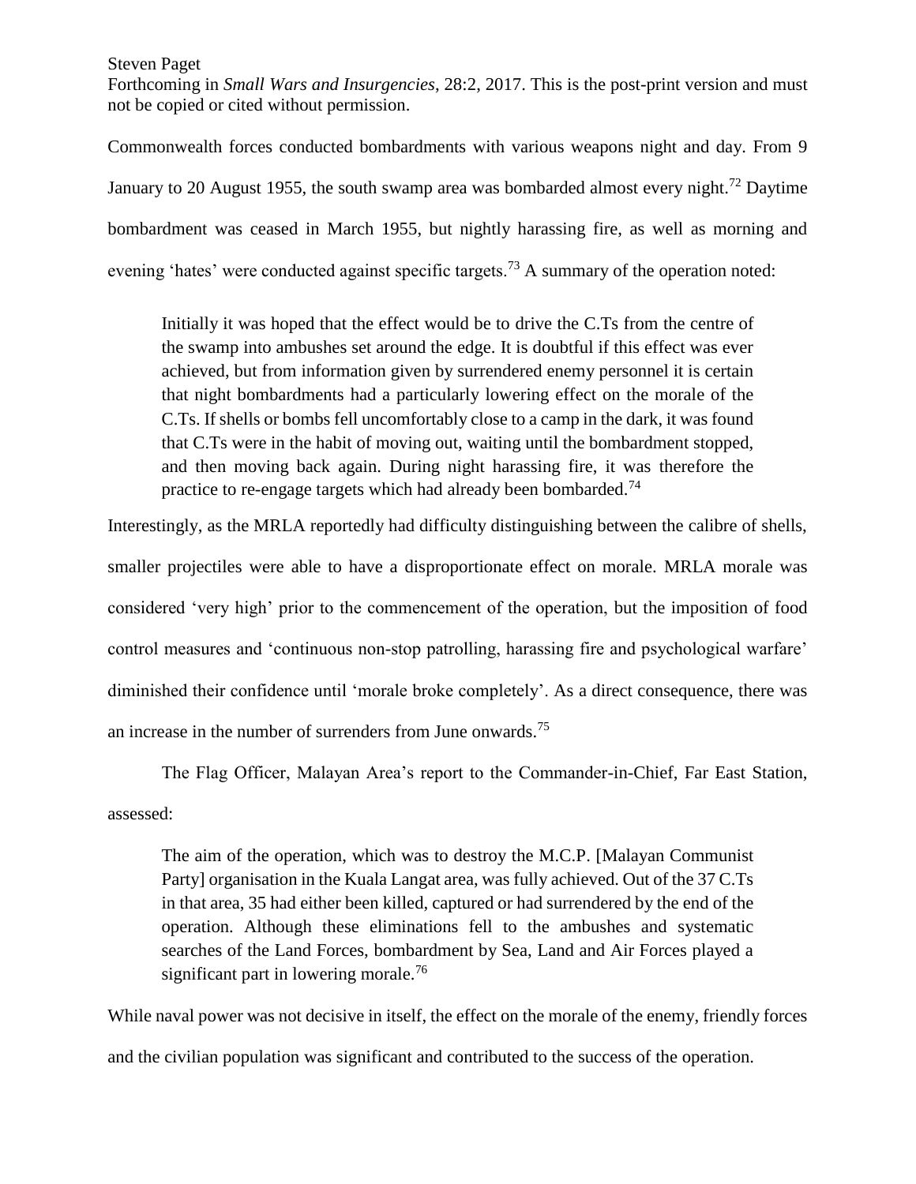Commonwealth forces conducted bombardments with various weapons night and day. From 9 January to 20 August 1955, the south swamp area was bombarded almost every night.[72] Daytime bombardment was ceased in March 1955, but nightly harassing fire, as well as morning and evening 'hates' were conducted against specific targets.[73] A summary of the operation noted:

> Initially it was hoped that the effect would be to drive the C.Ts from the centre of the swamp into ambushes set around the edge. It is doubtful if this effect was ever achieved, but from information given by surrendered enemy personnel it is certain that night bombardments had a particularly lowering effect on the morale of the C.Ts. If shells or bombs fell uncomfortably close to a camp in the dark, it was found that C.Ts were in the habit of moving out, waiting until the bombardment stopped, and then moving back again. During night harassing fire, it was therefore the practice to re-engage targets which had already been bombarded.[74]

Interestingly, as the MRLA reportedly had difficulty distinguishing between the calibre of shells, smaller projectiles were able to have a disproportionate effect on morale. MRLA morale was considered 'very high' prior to the commencement of the operation, but the imposition of food control measures and 'continuous non-stop patrolling, harassing fire and psychological warfare' diminished their confidence until 'morale broke completely'. As a direct consequence, there was an increase in the number of surrenders from June onwards.[75]

The Flag Officer, Malayan Area's report to the Commander-in-Chief, Far East Station, assessed:

> The aim of the operation, which was to destroy the M.C.P. [Malayan Communist Party] organisation in the Kuala Langat area, was fully achieved. Out of the 37 C.Ts in that area, 35 had either been killed, captured or had surrendered by the end of the operation. Although these eliminations fell to the ambushes and systematic searches of the Land Forces, bombardment by Sea, Land and Air Forces played a significant part in lowering morale.[76]

While naval power was not decisive in itself, the effect on the morale of the enemy, friendly forces and the civilian population was significant and contributed to the success of the operation.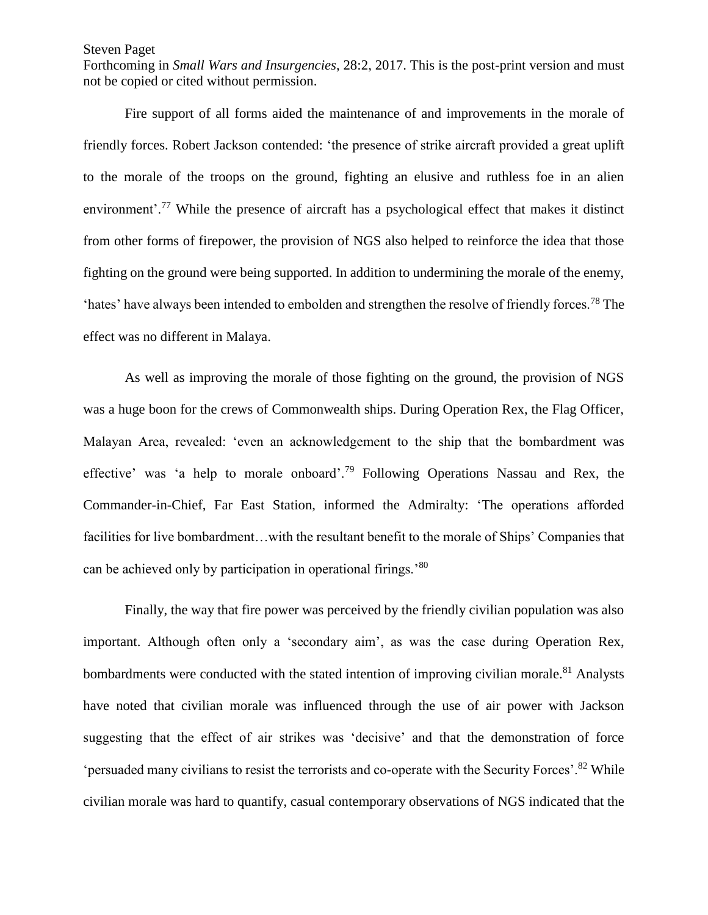Fire support of all forms aided the maintenance of and improvements in the morale of friendly forces. Robert Jackson contended: 'the presence of strike aircraft provided a great uplift to the morale of the troops on the ground, fighting an elusive and ruthless foe in an alien environment'.[77] While the presence of aircraft has a psychological effect that makes it distinct from other forms of firepower, the provision of NGS also helped to reinforce the idea that those fighting on the ground were being supported. In addition to undermining the morale of the enemy, 'hates' have always been intended to embolden and strengthen the resolve of friendly forces.[78] The effect was no different in Malaya.

As well as improving the morale of those fighting on the ground, the provision of NGS was a huge boon for the crews of Commonwealth ships. During Operation Rex, the Flag Officer, Malayan Area, revealed: 'even an acknowledgement to the ship that the bombardment was effective' was 'a help to morale onboard'.[79] Following Operations Nassau and Rex, the Commander-in-Chief, Far East Station, informed the Admiralty: 'The operations afforded facilities for live bombardment…with the resultant benefit to the morale of Ships' Companies that can be achieved only by participation in operational firings.'[80]

Finally, the way that fire power was perceived by the friendly civilian population was also important. Although often only a 'secondary aim', as was the case during Operation Rex, bombardments were conducted with the stated intention of improving civilian morale.[81] Analysts have noted that civilian morale was influenced through the use of air power with Jackson suggesting that the effect of air strikes was 'decisive' and that the demonstration of force 'persuaded many civilians to resist the terrorists and co-operate with the Security Forces'.[82] While civilian morale was hard to quantify, casual contemporary observations of NGS indicated that the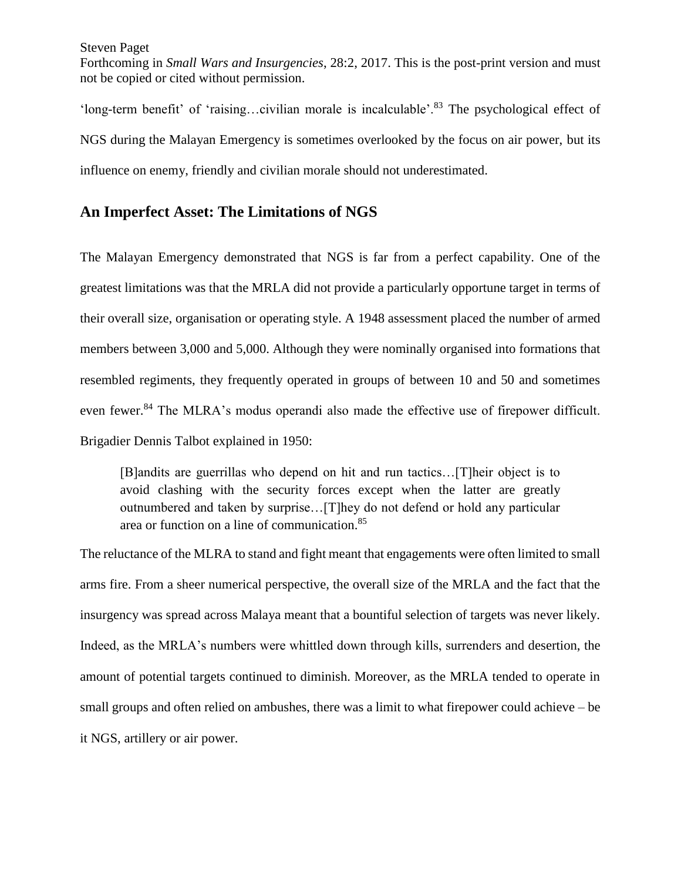'long-term benefit' of 'raising…civilian morale is incalculable'.[83] The psychological effect of NGS during the Malayan Emergency is sometimes overlooked by the focus on air power, but its influence on enemy, friendly and civilian morale should not underestimated.

## An Imperfect Asset: The Limitations of NGS

The Malayan Emergency demonstrated that NGS is far from a perfect capability. One of the greatest limitations was that the MRLA did not provide a particularly opportune target in terms of their overall size, organisation or operating style. A 1948 assessment placed the number of armed members between 3,000 and 5,000. Although they were nominally organised into formations that resembled regiments, they frequently operated in groups of between 10 and 50 and sometimes even fewer.[84] The MLRA's modus operandi also made the effective use of firepower difficult. Brigadier Dennis Talbot explained in 1950:

> [B]andits are guerrillas who depend on hit and run tactics…[T]heir object is to avoid clashing with the security forces except when the latter are greatly outnumbered and taken by surprise…[T]hey do not defend or hold any particular area or function on a line of communication.[85]

The reluctance of the MLRA to stand and fight meant that engagements were often limited to small arms fire. From a sheer numerical perspective, the overall size of the MRLA and the fact that the insurgency was spread across Malaya meant that a bountiful selection of targets was never likely. Indeed, as the MRLA's numbers were whittled down through kills, surrenders and desertion, the amount of potential targets continued to diminish. Moreover, as the MRLA tended to operate in small groups and often relied on ambushes, there was a limit to what firepower could achieve – be it NGS, artillery or air power.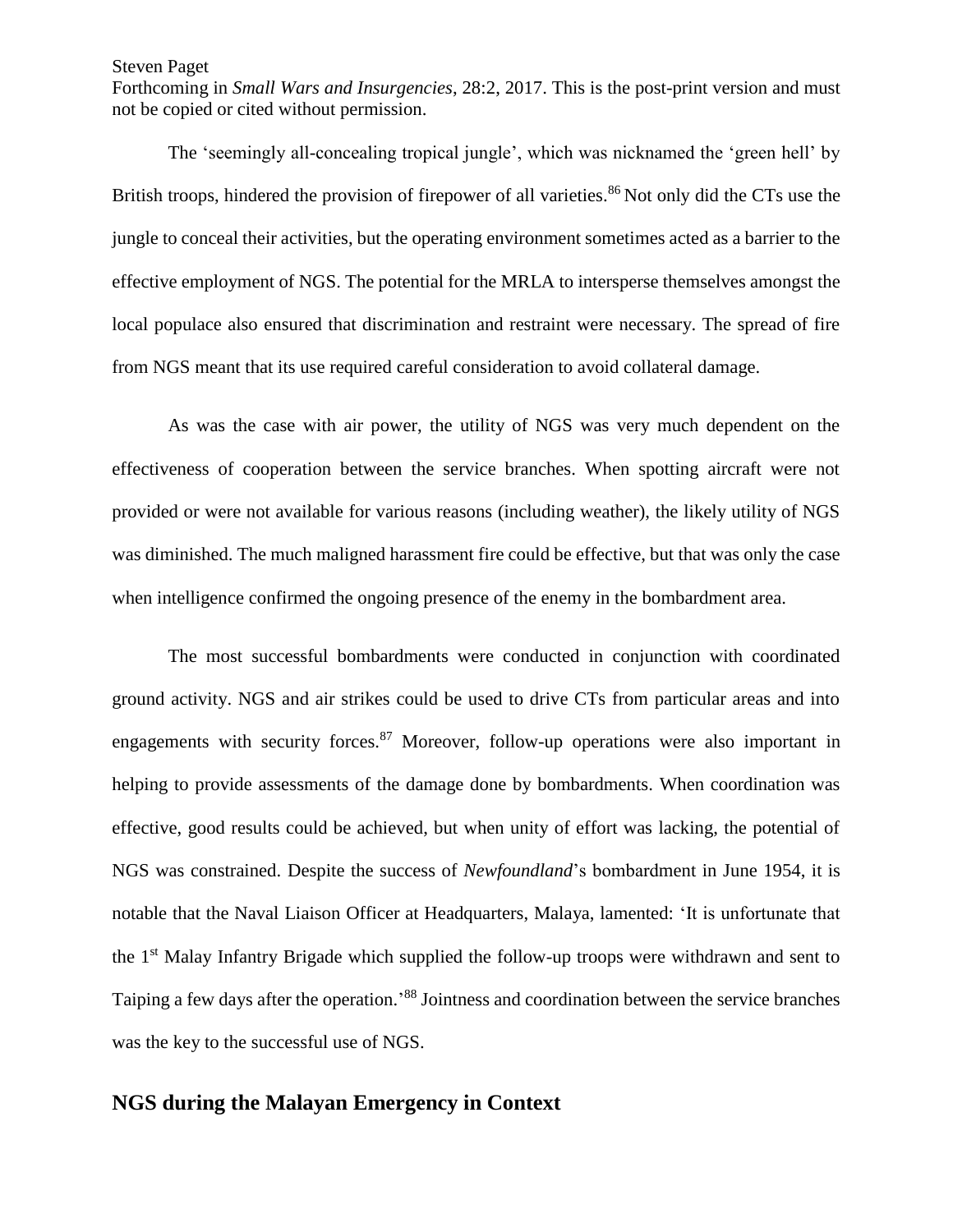The 'seemingly all-concealing tropical jungle', which was nicknamed the 'green hell' by British troops, hindered the provision of firepower of all varieties.[86] Not only did the CTs use the jungle to conceal their activities, but the operating environment sometimes acted as a barrier to the effective employment of NGS. The potential for the MRLA to intersperse themselves amongst the local populace also ensured that discrimination and restraint were necessary. The spread of fire from NGS meant that its use required careful consideration to avoid collateral damage.

As was the case with air power, the utility of NGS was very much dependent on the effectiveness of cooperation between the service branches. When spotting aircraft were not provided or were not available for various reasons (including weather), the likely utility of NGS was diminished. The much maligned harassment fire could be effective, but that was only the case when intelligence confirmed the ongoing presence of the enemy in the bombardment area.

The most successful bombardments were conducted in conjunction with coordinated ground activity. NGS and air strikes could be used to drive CTs from particular areas and into engagements with security forces.[87] Moreover, follow-up operations were also important in helping to provide assessments of the damage done by bombardments. When coordination was effective, good results could be achieved, but when unity of effort was lacking, the potential of NGS was constrained. Despite the success of *Newfoundland*'s bombardment in June 1954, it is notable that the Naval Liaison Officer at Headquarters, Malaya, lamented: 'It is unfortunate that the 1st Malay Infantry Brigade which supplied the follow-up troops were withdrawn and sent to Taiping a few days after the operation.'[88] Jointness and coordination between the service branches was the key to the successful use of NGS.

## NGS during the Malayan Emergency in Context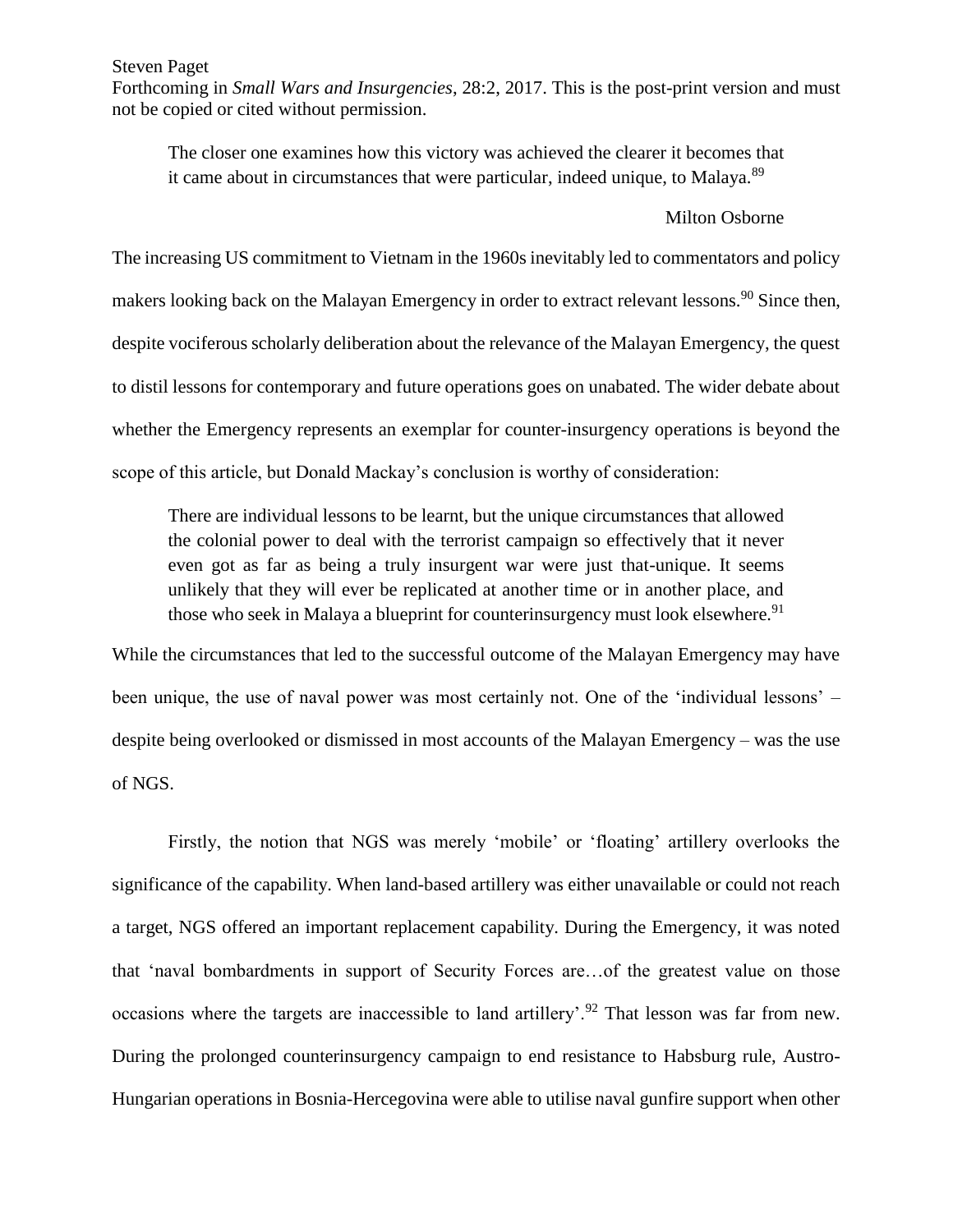> The closer one examines how this victory was achieved the clearer it becomes that it came about in circumstances that were particular, indeed unique, to Malaya.[89]
>
> Milton Osborne

The increasing US commitment to Vietnam in the 1960s inevitably led to commentators and policy makers looking back on the Malayan Emergency in order to extract relevant lessons.[90] Since then, despite vociferous scholarly deliberation about the relevance of the Malayan Emergency, the quest to distil lessons for contemporary and future operations goes on unabated. The wider debate about whether the Emergency represents an exemplar for counter-insurgency operations is beyond the scope of this article, but Donald Mackay's conclusion is worthy of consideration:

> There are individual lessons to be learnt, but the unique circumstances that allowed the colonial power to deal with the terrorist campaign so effectively that it never even got as far as being a truly insurgent war were just that-unique. It seems unlikely that they will ever be replicated at another time or in another place, and those who seek in Malaya a blueprint for counterinsurgency must look elsewhere.[91]

While the circumstances that led to the successful outcome of the Malayan Emergency may have been unique, the use of naval power was most certainly not. One of the 'individual lessons' – despite being overlooked or dismissed in most accounts of the Malayan Emergency – was the use of NGS.

Firstly, the notion that NGS was merely 'mobile' or 'floating' artillery overlooks the significance of the capability. When land-based artillery was either unavailable or could not reach a target, NGS offered an important replacement capability. During the Emergency, it was noted that 'naval bombardments in support of Security Forces are…of the greatest value on those occasions where the targets are inaccessible to land artillery'.[92] That lesson was far from new. During the prolonged counterinsurgency campaign to end resistance to Habsburg rule, Austro-Hungarian operations in Bosnia-Hercegovina were able to utilise naval gunfire support when other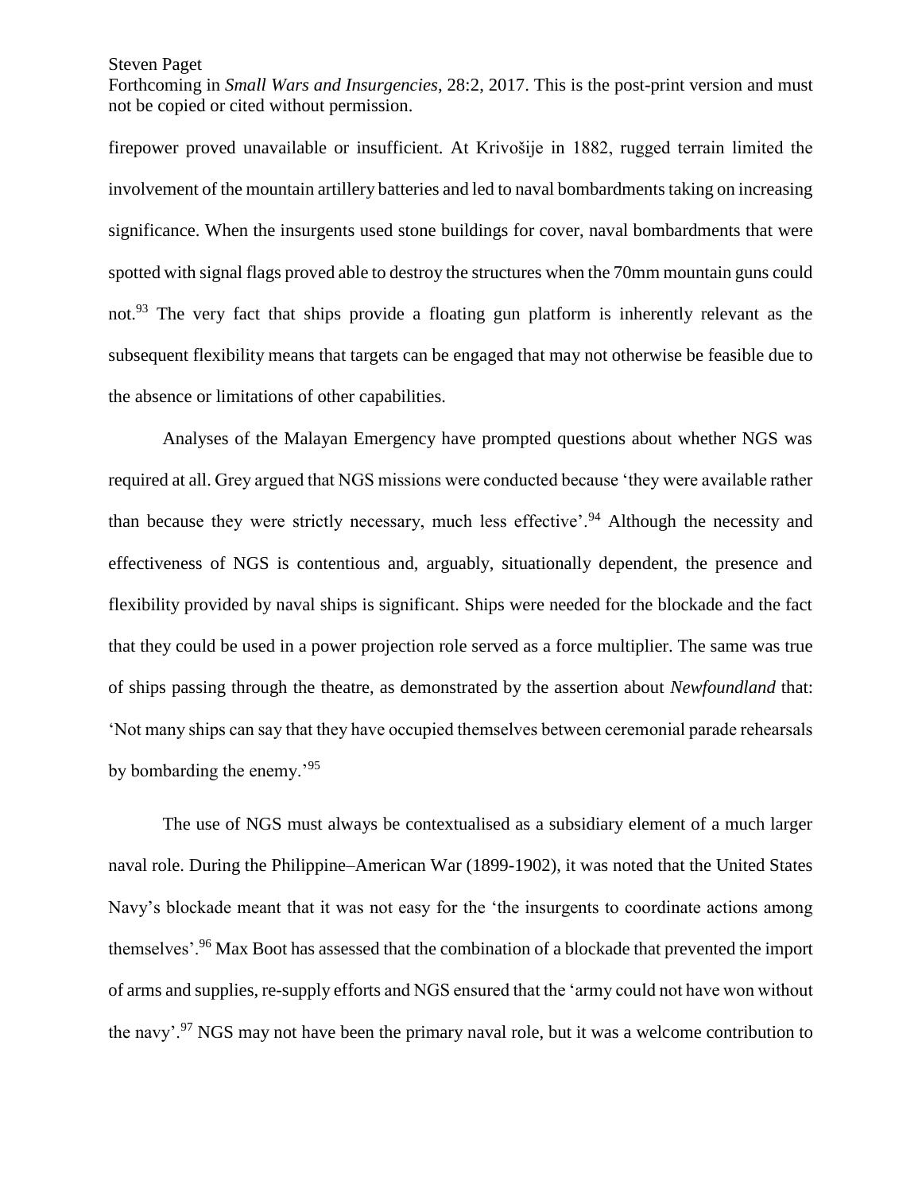firepower proved unavailable or insufficient. At Krivošije in 1882, rugged terrain limited the involvement of the mountain artillery batteries and led to naval bombardments taking on increasing significance. When the insurgents used stone buildings for cover, naval bombardments that were spotted with signal flags proved able to destroy the structures when the 70mm mountain guns could not.[93] The very fact that ships provide a floating gun platform is inherently relevant as the subsequent flexibility means that targets can be engaged that may not otherwise be feasible due to the absence or limitations of other capabilities.

Analyses of the Malayan Emergency have prompted questions about whether NGS was required at all. Grey argued that NGS missions were conducted because 'they were available rather than because they were strictly necessary, much less effective'.[94] Although the necessity and effectiveness of NGS is contentious and, arguably, situationally dependent, the presence and flexibility provided by naval ships is significant. Ships were needed for the blockade and the fact that they could be used in a power projection role served as a force multiplier. The same was true of ships passing through the theatre, as demonstrated by the assertion about *Newfoundland* that: 'Not many ships can say that they have occupied themselves between ceremonial parade rehearsals by bombarding the enemy.'[95]

The use of NGS must always be contextualised as a subsidiary element of a much larger naval role. During the Philippine–American War (1899-1902), it was noted that the United States Navy's blockade meant that it was not easy for 'the insurgents to coordinate actions among themselves'.[96] Max Boot has assessed that the combination of a blockade that prevented the import of arms and supplies, re-supply efforts and NGS ensured that the 'army could not have won without the navy'.[97] NGS may not have been the primary naval role, but it was a welcome contribution to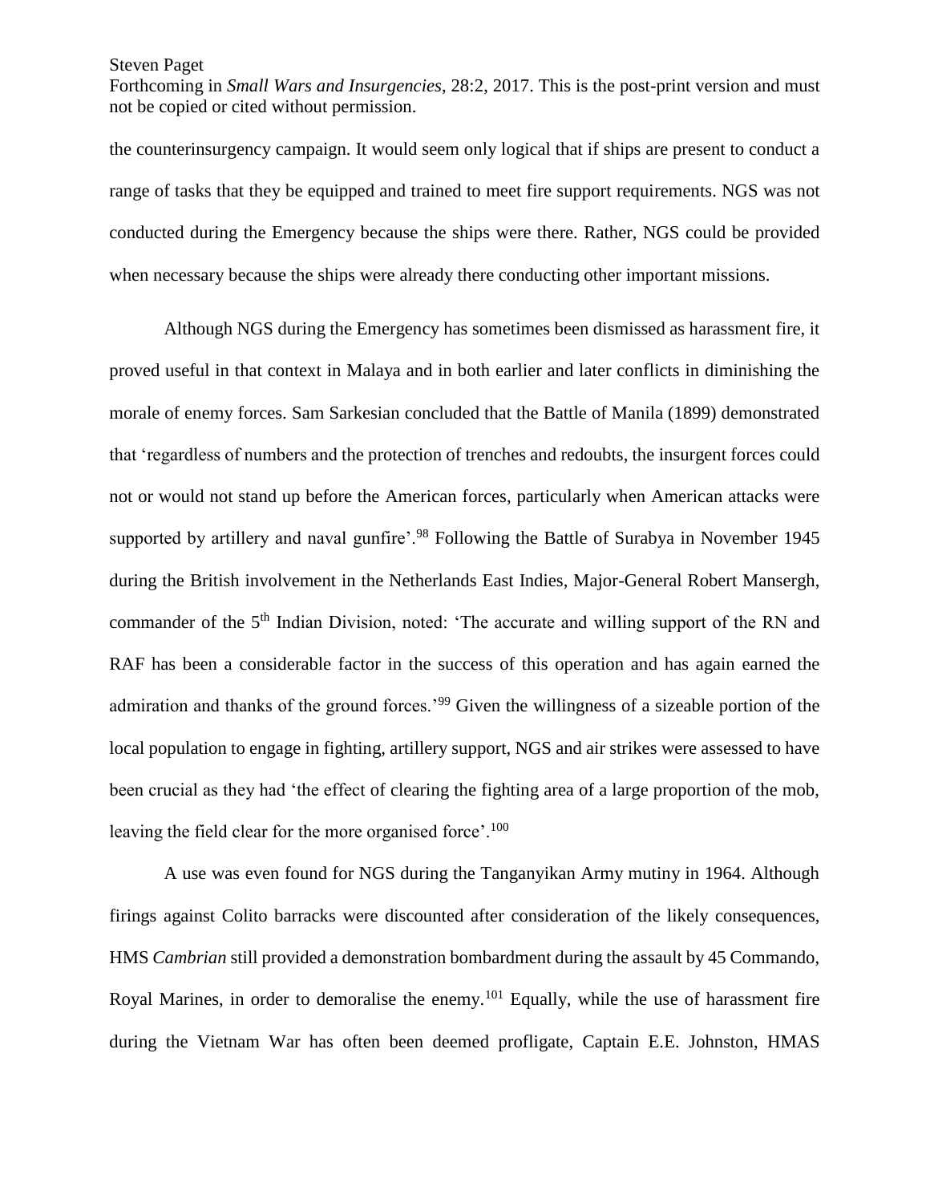the counterinsurgency campaign. It would seem only logical that if ships are present to conduct a range of tasks that they be equipped and trained to meet fire support requirements. NGS was not conducted during the Emergency because the ships were there. Rather, NGS could be provided when necessary because the ships were already there conducting other important missions.

Although NGS during the Emergency has sometimes been dismissed as harassment fire, it proved useful in that context in Malaya and in both earlier and later conflicts in diminishing the morale of enemy forces. Sam Sarkesian concluded that the Battle of Manila (1899) demonstrated that 'regardless of numbers and the protection of trenches and redoubts, the insurgent forces could not or would not stand up before the American forces, particularly when American attacks were supported by artillery and naval gunfire'.[98] Following the Battle of Surabya in November 1945 during the British involvement in the Netherlands East Indies, Major-General Robert Mansergh, commander of the 5th Indian Division, noted: 'The accurate and willing support of the RN and RAF has been a considerable factor in the success of this operation and has again earned the admiration and thanks of the ground forces.'[99] Given the willingness of a sizeable portion of the local population to engage in fighting, artillery support, NGS and air strikes were assessed to have been crucial as they had 'the effect of clearing the fighting area of a large proportion of the mob, leaving the field clear for the more organised force'.[100]

A use was even found for NGS during the Tanganyikan Army mutiny in 1964. Although firings against Colito barracks were discounted after consideration of the likely consequences, HMS *Cambrian* still provided a demonstration bombardment during the assault by 45 Commando, Royal Marines, in order to demoralise the enemy.[101] Equally, while the use of harassment fire during the Vietnam War has often been deemed profligate, Captain E.E. Johnston, HMAS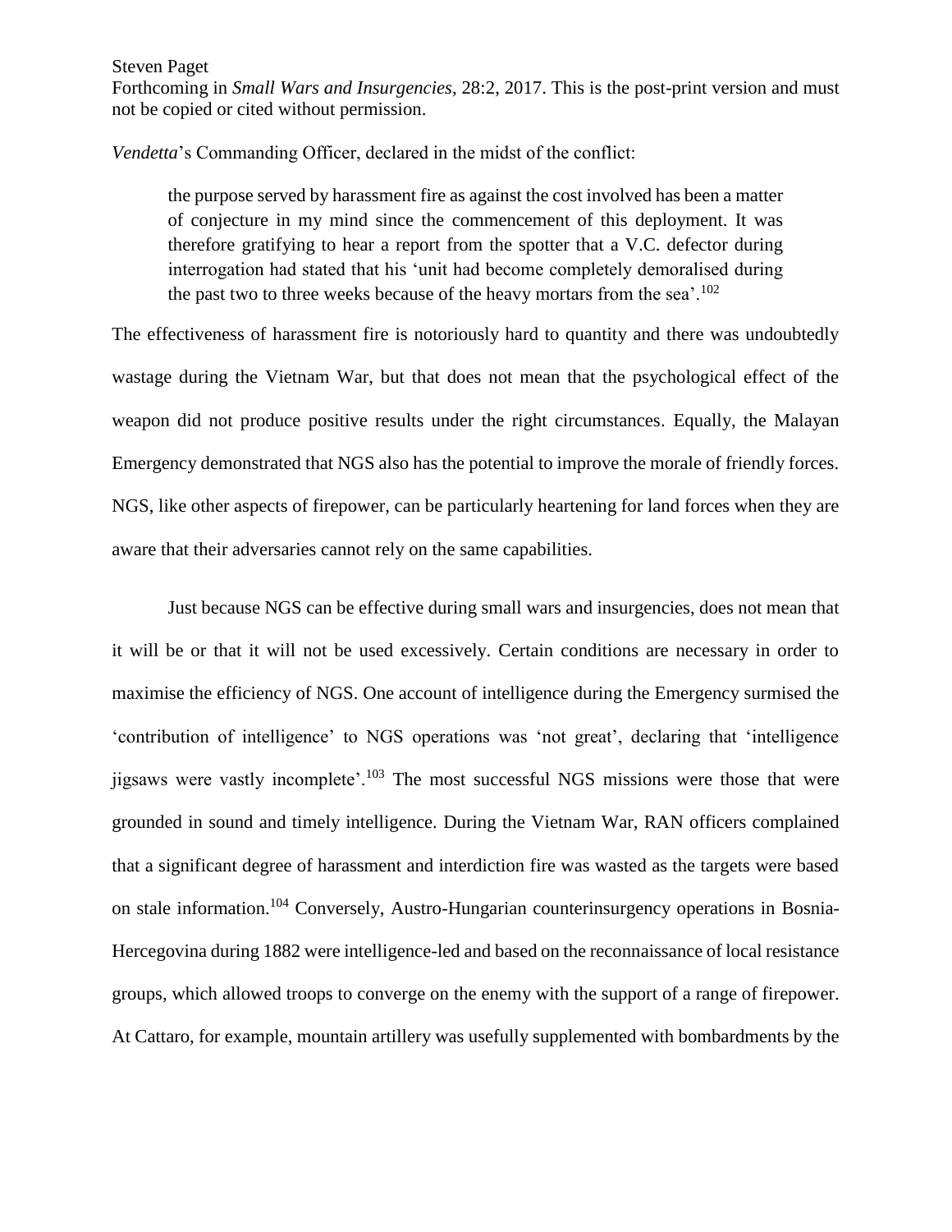*Vendetta*'s Commanding Officer, declared in the midst of the conflict:

> the purpose served by harassment fire as against the cost involved has been a matter of conjecture in my mind since the commencement of this deployment. It was therefore gratifying to hear a report from the spotter that a V.C. defector during interrogation had stated that his 'unit had become completely demoralised during the past two to three weeks because of the heavy mortars from the sea'.[102]

The effectiveness of harassment fire is notoriously hard to quantity and there was undoubtedly wastage during the Vietnam War, but that does not mean that the psychological effect of the weapon did not produce positive results under the right circumstances. Equally, the Malayan Emergency demonstrated that NGS also has the potential to improve the morale of friendly forces. NGS, like other aspects of firepower, can be particularly heartening for land forces when they are aware that their adversaries cannot rely on the same capabilities.

Just because NGS can be effective during small wars and insurgencies, does not mean that it will be or that it will not be used excessively. Certain conditions are necessary in order to maximise the efficiency of NGS. One account of intelligence during the Emergency surmised the 'contribution of intelligence' to NGS operations was 'not great', declaring that 'intelligence jigsaws were vastly incomplete'.[103] The most successful NGS missions were those that were grounded in sound and timely intelligence. During the Vietnam War, RAN officers complained that a significant degree of harassment and interdiction fire was wasted as the targets were based on stale information.[104] Conversely, Austro-Hungarian counterinsurgency operations in Bosnia-Hercegovina during 1882 were intelligence-led and based on the reconnaissance of local resistance groups, which allowed troops to converge on the enemy with the support of a range of firepower. At Cattaro, for example, mountain artillery was usefully supplemented with bombardments by the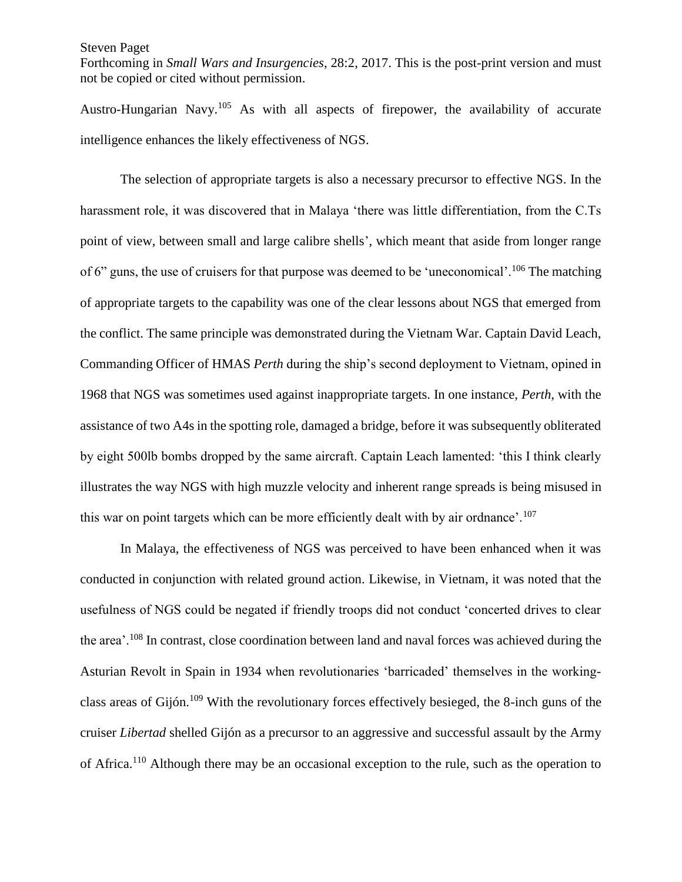Austro-Hungarian Navy.[105] As with all aspects of firepower, the availability of accurate intelligence enhances the likely effectiveness of NGS.

The selection of appropriate targets is also a necessary precursor to effective NGS. In the harassment role, it was discovered that in Malaya 'there was little differentiation, from the C.Ts point of view, between small and large calibre shells', which meant that aside from longer range of 6" guns, the use of cruisers for that purpose was deemed to be 'uneconomical'.[106] The matching of appropriate targets to the capability was one of the clear lessons about NGS that emerged from the conflict. The same principle was demonstrated during the Vietnam War. Captain David Leach, Commanding Officer of HMAS *Perth* during the ship's second deployment to Vietnam, opined in 1968 that NGS was sometimes used against inappropriate targets. In one instance, *Perth*, with the assistance of two A4s in the spotting role, damaged a bridge, before it was subsequently obliterated by eight 500lb bombs dropped by the same aircraft. Captain Leach lamented: 'this I think clearly illustrates the way NGS with high muzzle velocity and inherent range spreads is being misused in this war on point targets which can be more efficiently dealt with by air ordnance'.[107]

In Malaya, the effectiveness of NGS was perceived to have been enhanced when it was conducted in conjunction with related ground action. Likewise, in Vietnam, it was noted that the usefulness of NGS could be negated if friendly troops did not conduct 'concerted drives to clear the area'.[108] In contrast, close coordination between land and naval forces was achieved during the Asturian Revolt in Spain in 1934 when revolutionaries 'barricaded' themselves in the working-class areas of Gijón.[109] With the revolutionary forces effectively besieged, the 8-inch guns of the cruiser *Libertad* shelled Gijón as a precursor to an aggressive and successful assault by the Army of Africa.[110] Although there may be an occasional exception to the rule, such as the operation to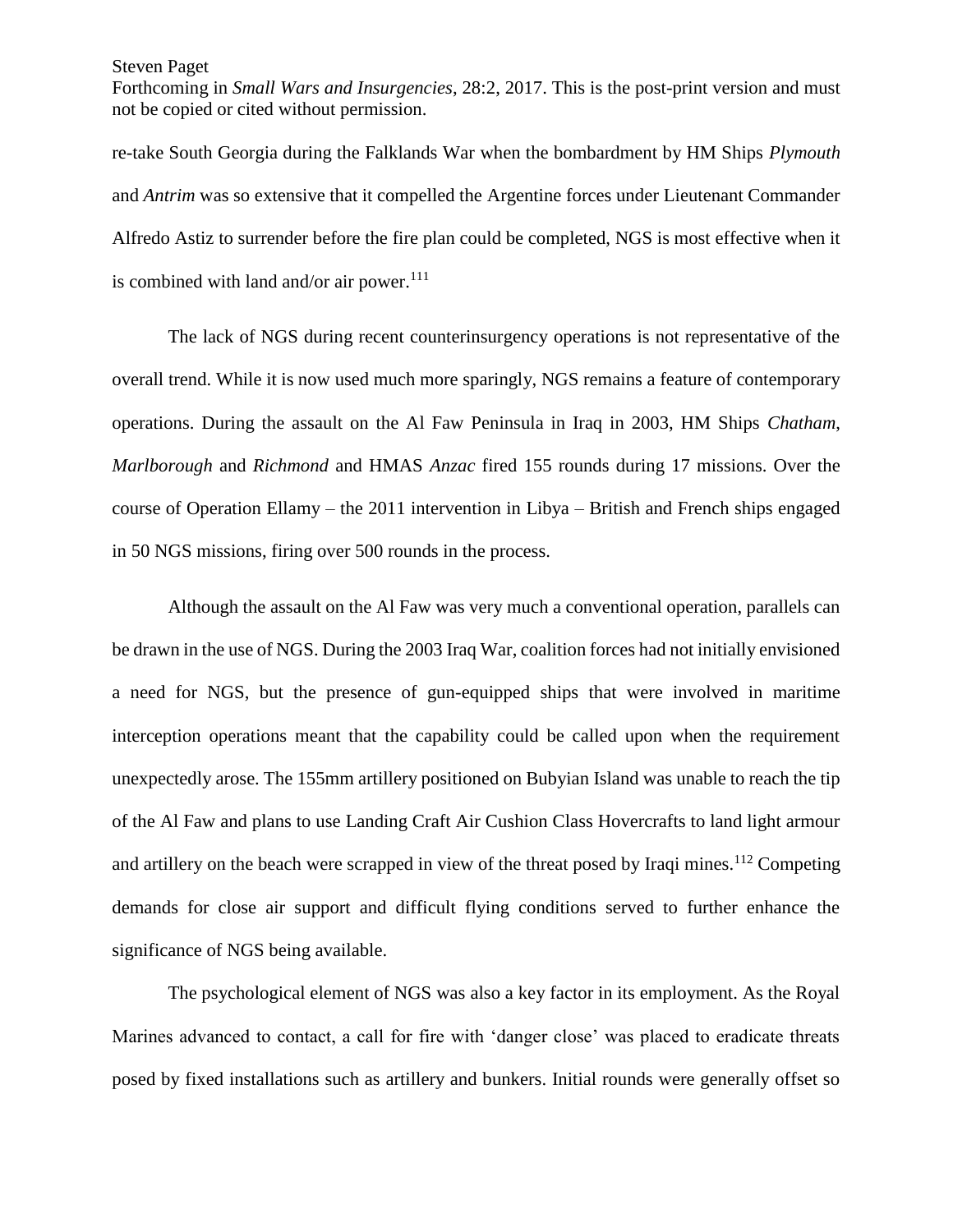re-take South Georgia during the Falklands War when the bombardment by HM Ships *Plymouth* and *Antrim* was so extensive that it compelled the Argentine forces under Lieutenant Commander Alfredo Astiz to surrender before the fire plan could be completed, NGS is most effective when it is combined with land and/or air power.[111]

The lack of NGS during recent counterinsurgency operations is not representative of the overall trend. While it is now used much more sparingly, NGS remains a feature of contemporary operations. During the assault on the Al Faw Peninsula in Iraq in 2003, HM Ships *Chatham*, *Marlborough* and *Richmond* and HMAS *Anzac* fired 155 rounds during 17 missions. Over the course of Operation Ellamy – the 2011 intervention in Libya – British and French ships engaged in 50 NGS missions, firing over 500 rounds in the process.

Although the assault on the Al Faw was very much a conventional operation, parallels can be drawn in the use of NGS. During the 2003 Iraq War, coalition forces had not initially envisioned a need for NGS, but the presence of gun-equipped ships that were involved in maritime interception operations meant that the capability could be called upon when the requirement unexpectedly arose. The 155mm artillery positioned on Bubyian Island was unable to reach the tip of the Al Faw and plans to use Landing Craft Air Cushion Class Hovercrafts to land light armour and artillery on the beach were scrapped in view of the threat posed by Iraqi mines.[112] Competing demands for close air support and difficult flying conditions served to further enhance the significance of NGS being available.

The psychological element of NGS was also a key factor in its employment. As the Royal Marines advanced to contact, a call for fire with 'danger close' was placed to eradicate threats posed by fixed installations such as artillery and bunkers. Initial rounds were generally offset so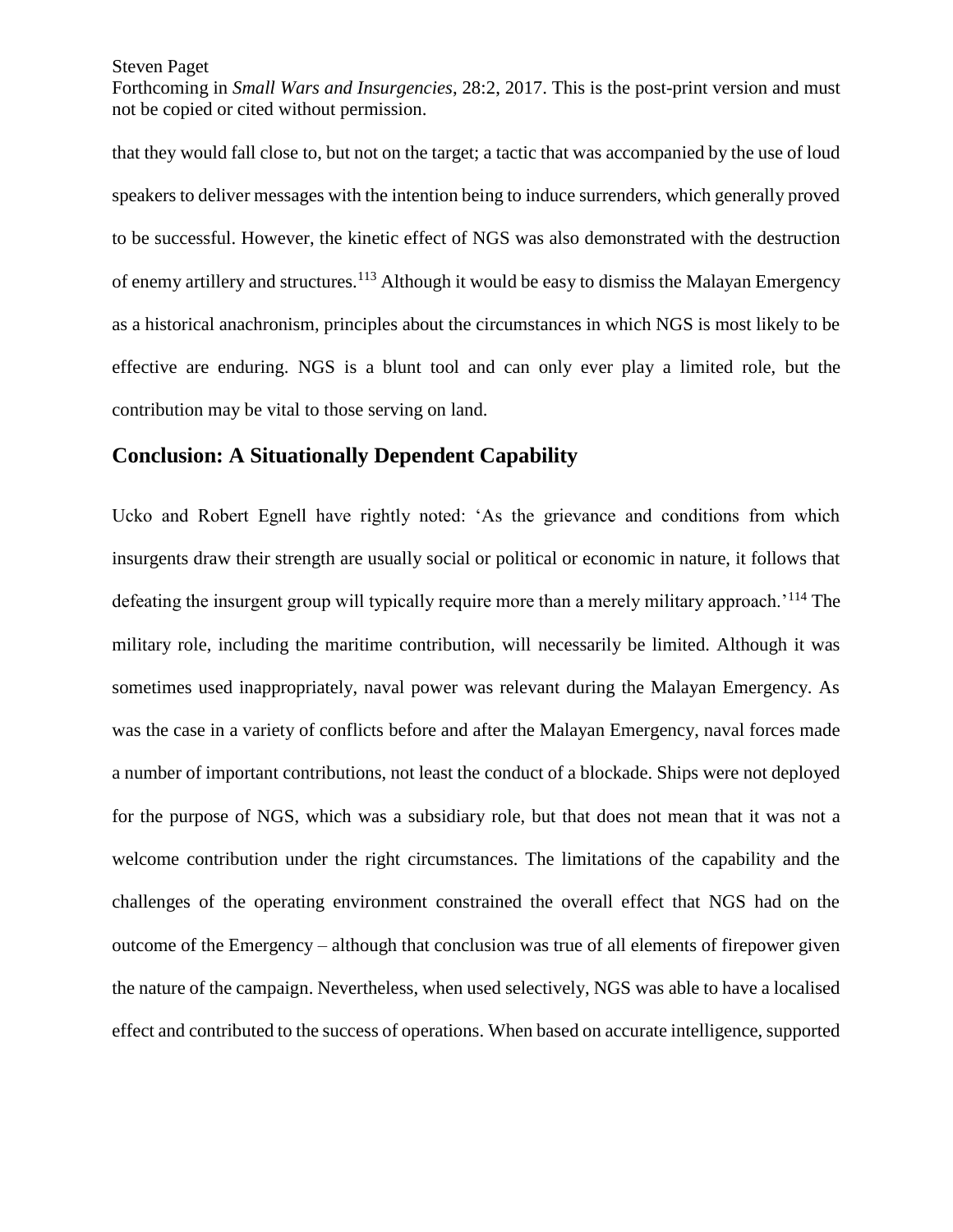that they would fall close to, but not on the target; a tactic that was accompanied by the use of loud speakers to deliver messages with the intention being to induce surrenders, which generally proved to be successful. However, the kinetic effect of NGS was also demonstrated with the destruction of enemy artillery and structures.[113] Although it would be easy to dismiss the Malayan Emergency as a historical anachronism, principles about the circumstances in which NGS is most likely to be effective are enduring. NGS is a blunt tool and can only ever play a limited role, but the contribution may be vital to those serving on land.

## Conclusion: A Situationally Dependent Capability

Ucko and Robert Egnell have rightly noted: 'As the grievance and conditions from which insurgents draw their strength are usually social or political or economic in nature, it follows that defeating the insurgent group will typically require more than a merely military approach.'[114] The military role, including the maritime contribution, will necessarily be limited. Although it was sometimes used inappropriately, naval power was relevant during the Malayan Emergency. As was the case in a variety of conflicts before and after the Malayan Emergency, naval forces made a number of important contributions, not least the conduct of a blockade. Ships were not deployed for the purpose of NGS, which was a subsidiary role, but that does not mean that it was not a welcome contribution under the right circumstances. The limitations of the capability and the challenges of the operating environment constrained the overall effect that NGS had on the outcome of the Emergency – although that conclusion was true of all elements of firepower given the nature of the campaign. Nevertheless, when used selectively, NGS was able to have a localised effect and contributed to the success of operations. When based on accurate intelligence, supported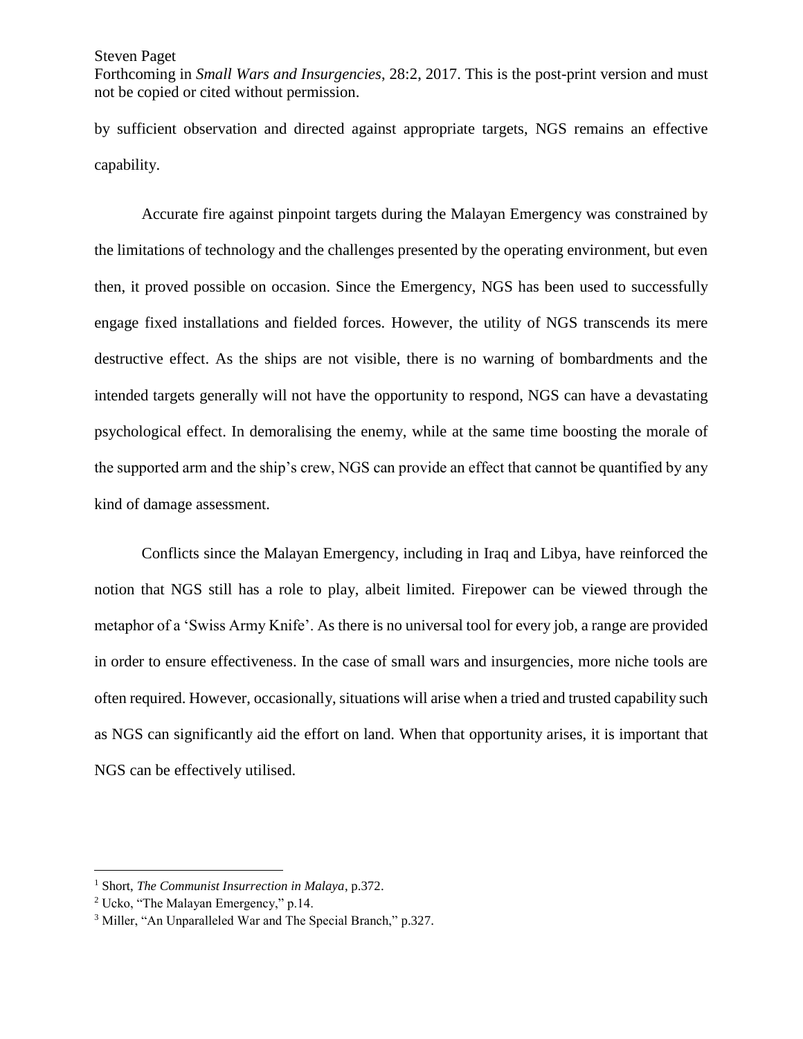by sufficient observation and directed against appropriate targets, NGS remains an effective capability.

Accurate fire against pinpoint targets during the Malayan Emergency was constrained by the limitations of technology and the challenges presented by the operating environment, but even then, it proved possible on occasion. Since the Emergency, NGS has been used to successfully engage fixed installations and fielded forces. However, the utility of NGS transcends its mere destructive effect. As the ships are not visible, there is no warning of bombardments and the intended targets generally will not have the opportunity to respond, NGS can have a devastating psychological effect. In demoralising the enemy, while at the same time boosting the morale of the supported arm and the ship's crew, NGS can provide an effect that cannot be quantified by any kind of damage assessment.

Conflicts since the Malayan Emergency, including in Iraq and Libya, have reinforced the notion that NGS still has a role to play, albeit limited. Firepower can be viewed through the metaphor of a 'Swiss Army Knife'. As there is no universal tool for every job, a range are provided in order to ensure effectiveness. In the case of small wars and insurgencies, more niche tools are often required. However, occasionally, situations will arise when a tried and trusted capability such as NGS can significantly aid the effort on land. When that opportunity arises, it is important that NGS can be effectively utilised.

---

[1] Short, *The Communist Insurrection in Malaya*, p.372.

[2] Ucko, "The Malayan Emergency," p.14.

[3] Miller, "An Unparalleled War and The Special Branch," p.327.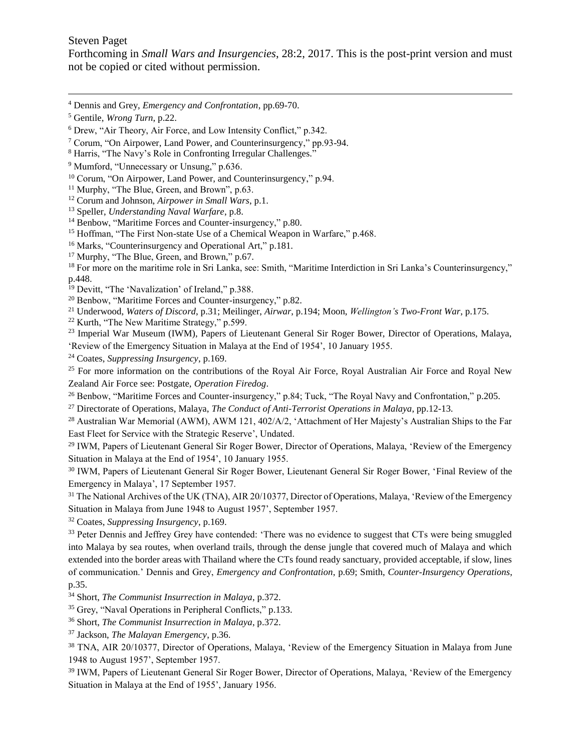[4] Dennis and Grey, *Emergency and Confrontation*, pp.69-70.

[5] Gentile, *Wrong Turn*, p.22.

[6] Drew, "Air Theory, Air Force, and Low Intensity Conflict," p.342.

[7] Corum, "On Airpower, Land Power, and Counterinsurgency," pp.93-94.

[8] Harris, "The Navy's Role in Confronting Irregular Challenges."

[9] Mumford, "Unnecessary or Unsung," p.636.

[10] Corum, "On Airpower, Land Power, and Counterinsurgency," p.94.

[11] Murphy, "The Blue, Green, and Brown", p.63.

[12] Corum and Johnson, *Airpower in Small Wars*, p.1.

[13] Speller, *Understanding Naval Warfare*, p.8.

[14] Benbow, "Maritime Forces and Counter-insurgency," p.80.

[15] Hoffman, "The First Non-state Use of a Chemical Weapon in Warfare," p.468.

[16] Marks, "Counterinsurgency and Operational Art," p.181.

[17] Murphy, "The Blue, Green, and Brown," p.67.

[18] For more on the maritime role in Sri Lanka, see: Smith, "Maritime Interdiction in Sri Lanka's Counterinsurgency," p.448.

[19] Devitt, "The 'Navalization' of Ireland," p.388.

[20] Benbow, "Maritime Forces and Counter-insurgency," p.82.

[21] Underwood, *Waters of Discord*, p.31; Meilinger, *Airwar*, p.194; Moon, *Wellington's Two-Front War*, p.175.

[22] Kurth, "The New Maritime Strategy," p.599.

[23] Imperial War Museum (IWM), Papers of Lieutenant General Sir Roger Bower, Director of Operations, Malaya, 'Review of the Emergency Situation in Malaya at the End of 1954', 10 January 1955.

[24] Coates, *Suppressing Insurgency*, p.169.

[25] For more information on the contributions of the Royal Air Force, Royal Australian Air Force and Royal New Zealand Air Force see: Postgate, *Operation Firedog*.

[26] Benbow, "Maritime Forces and Counter-insurgency," p.84; Tuck, "The Royal Navy and Confrontation," p.205.

[27] Directorate of Operations, Malaya, *The Conduct of Anti-Terrorist Operations in Malaya*, pp.12-13.

[28] Australian War Memorial (AWM), AWM 121, 402/A/2, 'Attachment of Her Majesty's Australian Ships to the Far East Fleet for Service with the Strategic Reserve', Undated.

[29] IWM, Papers of Lieutenant General Sir Roger Bower, Director of Operations, Malaya, 'Review of the Emergency Situation in Malaya at the End of 1954', 10 January 1955.

[30] IWM, Papers of Lieutenant General Sir Roger Bower, Lieutenant General Sir Roger Bower, 'Final Review of the Emergency in Malaya', 17 September 1957.

[31] The National Archives of the UK (TNA), AIR 20/10377, Director of Operations, Malaya, 'Review of the Emergency Situation in Malaya from June 1948 to August 1957', September 1957.

[32] Coates, *Suppressing Insurgency*, p.169.

[33] Peter Dennis and Jeffrey Grey have contended: 'There was no evidence to suggest that CTs were being smuggled into Malaya by sea routes, when overland trails, through the dense jungle that covered much of Malaya and which extended into the border areas with Thailand where the CTs found ready sanctuary, provided acceptable, if slow, lines of communication.' Dennis and Grey, *Emergency and Confrontation*, p.69; Smith, *Counter-Insurgency Operations*, p.35.

[34] Short, *The Communist Insurrection in Malaya*, p.372.

[35] Grey, "Naval Operations in Peripheral Conflicts," p.133.

[36] Short, *The Communist Insurrection in Malaya*, p.372.

[37] Jackson, *The Malayan Emergency*, p.36.

[38] TNA, AIR 20/10377, Director of Operations, Malaya, 'Review of the Emergency Situation in Malaya from June 1948 to August 1957', September 1957.

[39] IWM, Papers of Lieutenant General Sir Roger Bower, Director of Operations, Malaya, 'Review of the Emergency Situation in Malaya at the End of 1955', January 1956.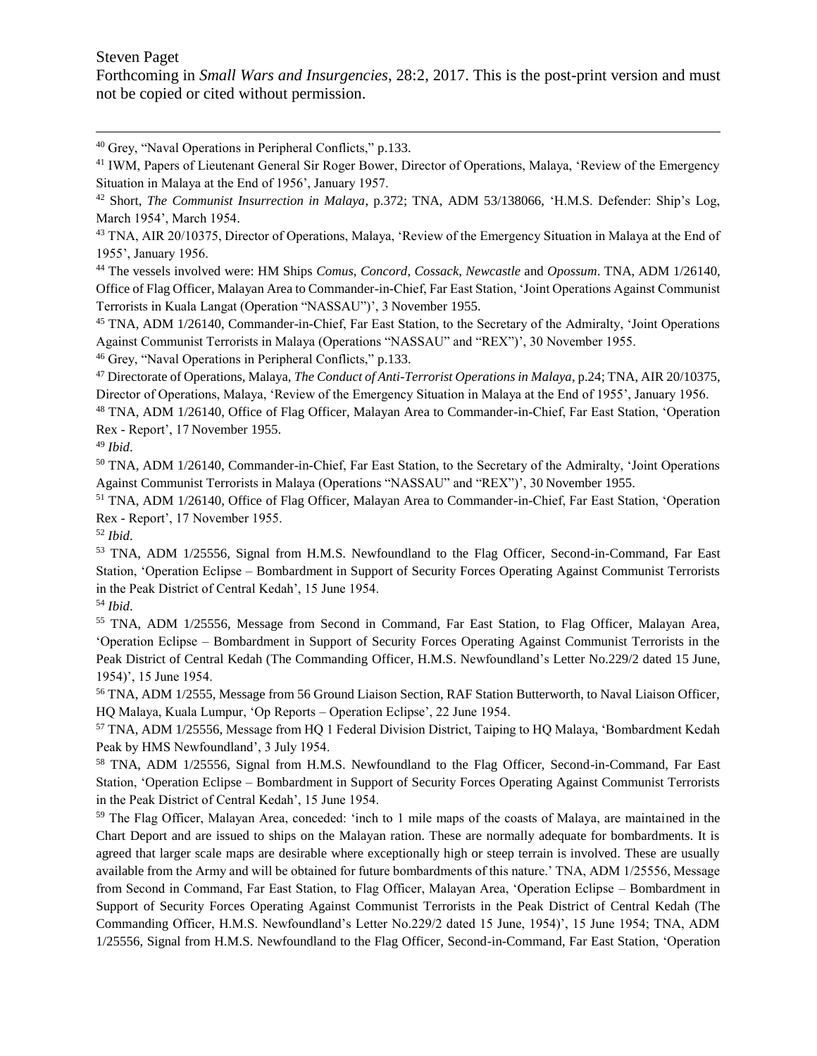[40] Grey, "Naval Operations in Peripheral Conflicts," p.133.

[41] IWM, Papers of Lieutenant General Sir Roger Bower, Director of Operations, Malaya, 'Review of the Emergency Situation in Malaya at the End of 1956', January 1957.

[42] Short, *The Communist Insurrection in Malaya*, p.372; TNA, ADM 53/138066, 'H.M.S. Defender: Ship's Log, March 1954', March 1954.

[43] TNA, AIR 20/10375, Director of Operations, Malaya, 'Review of the Emergency Situation in Malaya at the End of 1955', January 1956.

[44] The vessels involved were: HM Ships *Comus*, *Concord*, *Cossack*, *Newcastle* and *Opossum*. TNA, ADM 1/26140, Office of Flag Officer, Malayan Area to Commander-in-Chief, Far East Station, 'Joint Operations Against Communist Terrorists in Kuala Langat (Operation "NASSAU")', 3 November 1955.

[45] TNA, ADM 1/26140, Commander-in-Chief, Far East Station, to the Secretary of the Admiralty, 'Joint Operations Against Communist Terrorists in Malaya (Operations "NASSAU" and "REX")', 30 November 1955.

[46] Grey, "Naval Operations in Peripheral Conflicts," p.133.

[47] Directorate of Operations, Malaya, *The Conduct of Anti-Terrorist Operations in Malaya*, p.24; TNA, AIR 20/10375, Director of Operations, Malaya, 'Review of the Emergency Situation in Malaya at the End of 1955', January 1956.

[48] TNA, ADM 1/26140, Office of Flag Officer, Malayan Area to Commander-in-Chief, Far East Station, 'Operation Rex - Report', 17 November 1955.

[49] *Ibid*.

[50] TNA, ADM 1/26140, Commander-in-Chief, Far East Station, to the Secretary of the Admiralty, 'Joint Operations Against Communist Terrorists in Malaya (Operations "NASSAU" and "REX")', 30 November 1955.

[51] TNA, ADM 1/26140, Office of Flag Officer, Malayan Area to Commander-in-Chief, Far East Station, 'Operation Rex - Report', 17 November 1955.

[52] *Ibid*.

[53] TNA, ADM 1/25556, Signal from H.M.S. Newfoundland to the Flag Officer, Second-in-Command, Far East Station, 'Operation Eclipse – Bombardment in Support of Security Forces Operating Against Communist Terrorists in the Peak District of Central Kedah', 15 June 1954.

[54] *Ibid*.

[55] TNA, ADM 1/25556, Message from Second in Command, Far East Station, to Flag Officer, Malayan Area, 'Operation Eclipse – Bombardment in Support of Security Forces Operating Against Communist Terrorists in the Peak District of Central Kedah (The Commanding Officer, H.M.S. Newfoundland's Letter No.229/2 dated 15 June, 1954)', 15 June 1954.

[56] TNA, ADM 1/2555, Message from 56 Ground Liaison Section, RAF Station Butterworth, to Naval Liaison Officer, HQ Malaya, Kuala Lumpur, 'Op Reports – Operation Eclipse', 22 June 1954.

[57] TNA, ADM 1/25556, Message from HQ 1 Federal Division District, Taiping to HQ Malaya, 'Bombardment Kedah Peak by HMS Newfoundland', 3 July 1954.

[58] TNA, ADM 1/25556, Signal from H.M.S. Newfoundland to the Flag Officer, Second-in-Command, Far East Station, 'Operation Eclipse – Bombardment in Support of Security Forces Operating Against Communist Terrorists in the Peak District of Central Kedah', 15 June 1954.

[59] The Flag Officer, Malayan Area, conceded: 'inch to 1 mile maps of the coasts of Malaya, are maintained in the Chart Deport and are issued to ships on the Malayan ration. These are normally adequate for bombardments. It is agreed that larger scale maps are desirable where exceptionally high or steep terrain is involved. These are usually available from the Army and will be obtained for future bombardments of this nature.' TNA, ADM 1/25556, Message from Second in Command, Far East Station, to Flag Officer, Malayan Area, 'Operation Eclipse – Bombardment in Support of Security Forces Operating Against Communist Terrorists in the Peak District of Central Kedah (The Commanding Officer, H.M.S. Newfoundland's Letter No.229/2 dated 15 June, 1954)', 15 June 1954; TNA, ADM 1/25556, Signal from H.M.S. Newfoundland to the Flag Officer, Second-in-Command, Far East Station, 'Operation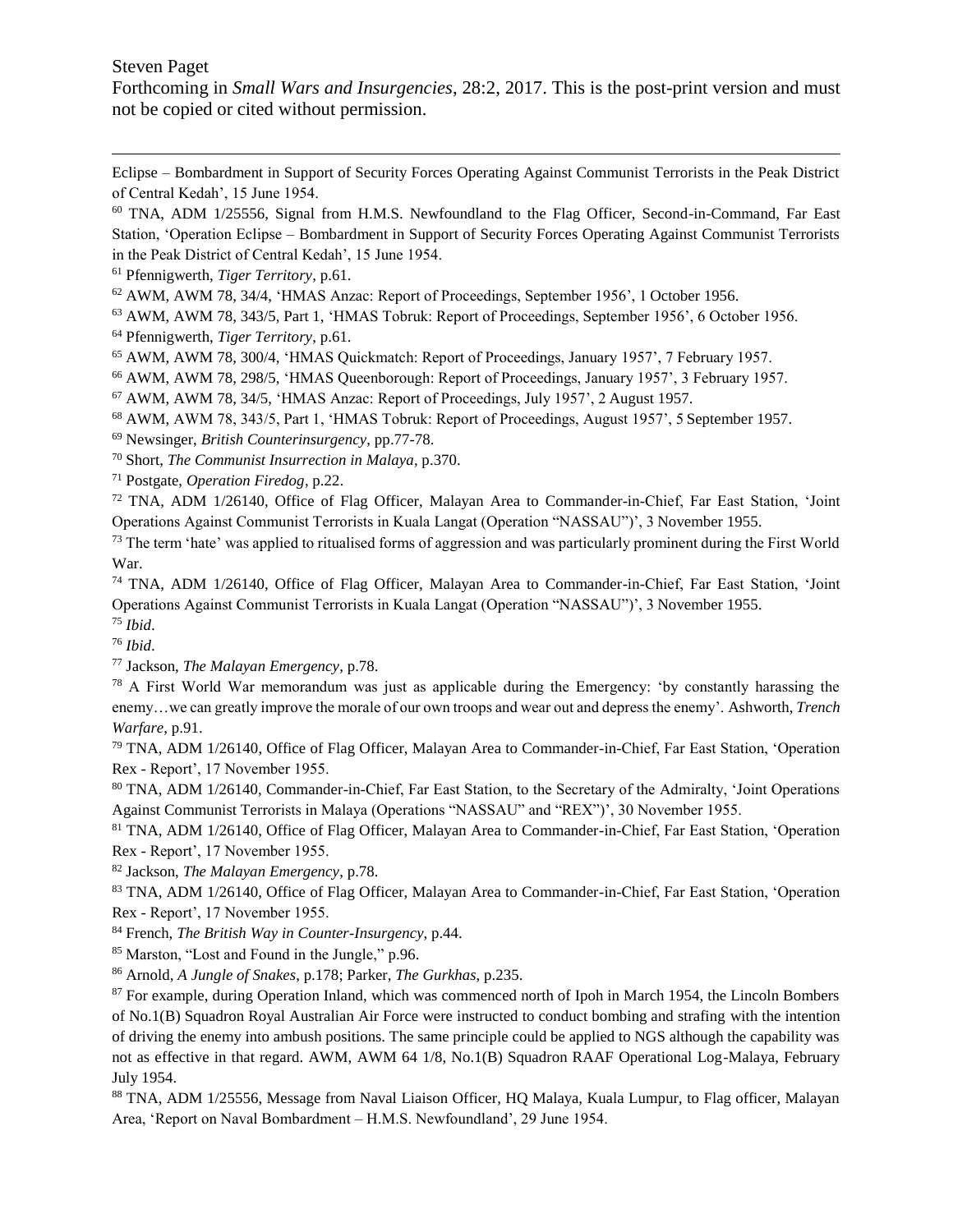Eclipse – Bombardment in Support of Security Forces Operating Against Communist Terrorists in the Peak District of Central Kedah', 15 June 1954.

[60] TNA, ADM 1/25556, Signal from H.M.S. Newfoundland to the Flag Officer, Second-in-Command, Far East Station, 'Operation Eclipse – Bombardment in Support of Security Forces Operating Against Communist Terrorists in the Peak District of Central Kedah', 15 June 1954.

[61] Pfennigwerth, *Tiger Territory*, p.61.

[62] AWM, AWM 78, 34/4, 'HMAS Anzac: Report of Proceedings, September 1956', 1 October 1956.

[63] AWM, AWM 78, 343/5, Part 1, 'HMAS Tobruk: Report of Proceedings, September 1956', 6 October 1956.

[64] Pfennigwerth, *Tiger Territory*, p.61.

[65] AWM, AWM 78, 300/4, 'HMAS Quickmatch: Report of Proceedings, January 1957', 7 February 1957.

[66] AWM, AWM 78, 298/5, 'HMAS Queenborough: Report of Proceedings, January 1957', 3 February 1957.

[67] AWM, AWM 78, 34/5, 'HMAS Anzac: Report of Proceedings, July 1957', 2 August 1957.

[68] AWM, AWM 78, 343/5, Part 1, 'HMAS Tobruk: Report of Proceedings, August 1957', 5 September 1957.

[69] Newsinger, *British Counterinsurgency*, pp.77-78.

[70] Short, *The Communist Insurrection in Malaya*, p.370.

[71] Postgate, *Operation Firedog*, p.22.

[72] TNA, ADM 1/26140, Office of Flag Officer, Malayan Area to Commander-in-Chief, Far East Station, 'Joint Operations Against Communist Terrorists in Kuala Langat (Operation "NASSAU")', 3 November 1955.

[73] The term 'hate' was applied to ritualised forms of aggression and was particularly prominent during the First World War.

[74] TNA, ADM 1/26140, Office of Flag Officer, Malayan Area to Commander-in-Chief, Far East Station, 'Joint Operations Against Communist Terrorists in Kuala Langat (Operation "NASSAU")', 3 November 1955.

[75] *Ibid*.

[76] *Ibid*.

[77] Jackson, *The Malayan Emergency*, p.78.

[78] A First World War memorandum was just as applicable during the Emergency: 'by constantly harassing the enemy…we can greatly improve the morale of our own troops and wear out and depress the enemy'. Ashworth, *Trench Warfare*, p.91.

[79] TNA, ADM 1/26140, Office of Flag Officer, Malayan Area to Commander-in-Chief, Far East Station, 'Operation Rex - Report', 17 November 1955.

[80] TNA, ADM 1/26140, Commander-in-Chief, Far East Station, to the Secretary of the Admiralty, 'Joint Operations Against Communist Terrorists in Malaya (Operations "NASSAU" and "REX")', 30 November 1955.

[81] TNA, ADM 1/26140, Office of Flag Officer, Malayan Area to Commander-in-Chief, Far East Station, 'Operation Rex - Report', 17 November 1955.

[82] Jackson, *The Malayan Emergency*, p.78.

[83] TNA, ADM 1/26140, Office of Flag Officer, Malayan Area to Commander-in-Chief, Far East Station, 'Operation Rex - Report', 17 November 1955.

[84] French, *The British Way in Counter-Insurgency*, p.44.

[85] Marston, "Lost and Found in the Jungle," p.96.

[86] Arnold, *A Jungle of Snakes*, p.178; Parker, *The Gurkhas*, p.235.

[87] For example, during Operation Inland, which was commenced north of Ipoh in March 1954, the Lincoln Bombers of No.1(B) Squadron Royal Australian Air Force were instructed to conduct bombing and strafing with the intention of driving the enemy into ambush positions. The same principle could be applied to NGS although the capability was not as effective in that regard. AWM, AWM 64 1/8, No.1(B) Squadron RAAF Operational Log-Malaya, February July 1954.

[88] TNA, ADM 1/25556, Message from Naval Liaison Officer, HQ Malaya, Kuala Lumpur, to Flag officer, Malayan Area, 'Report on Naval Bombardment – H.M.S. Newfoundland', 29 June 1954.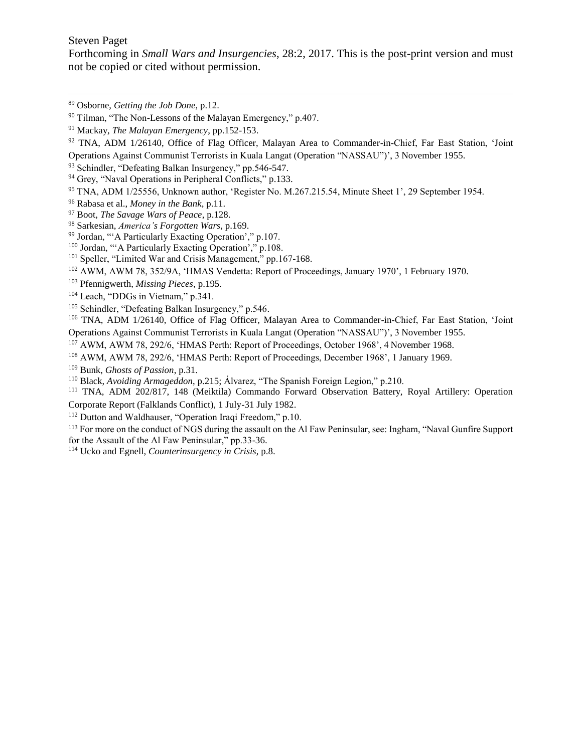[89] Osborne, *Getting the Job Done*, p.12.

[90] Tilman, "The Non-Lessons of the Malayan Emergency," p.407.

[91] Mackay, *The Malayan Emergency*, pp.152-153.

[92] TNA, ADM 1/26140, Office of Flag Officer, Malayan Area to Commander-in-Chief, Far East Station, 'Joint Operations Against Communist Terrorists in Kuala Langat (Operation "NASSAU")', 3 November 1955.

[93] Schindler, "Defeating Balkan Insurgency," pp.546-547.

[94] Grey, "Naval Operations in Peripheral Conflicts," p.133.

[95] TNA, ADM 1/25556, Unknown author, 'Register No. M.267.215.54, Minute Sheet 1', 29 September 1954.

[96] Rabasa et al., *Money in the Bank*, p.11.

[97] Boot, *The Savage Wars of Peace*, p.128.

[98] Sarkesian, *America's Forgotten Wars*, p.169.

[99] Jordan, "'A Particularly Exacting Operation'," p.107.

[100] Jordan, "'A Particularly Exacting Operation'," p.108.

[101] Speller, "Limited War and Crisis Management," pp.167-168.

[102] AWM, AWM 78, 352/9A, 'HMAS Vendetta: Report of Proceedings, January 1970', 1 February 1970.

[103] Pfennigwerth, *Missing Pieces*, p.195.

[104] Leach, "DDGs in Vietnam," p.341.

[105] Schindler, "Defeating Balkan Insurgency," p.546.

[106] TNA, ADM 1/26140, Office of Flag Officer, Malayan Area to Commander-in-Chief, Far East Station, 'Joint Operations Against Communist Terrorists in Kuala Langat (Operation "NASSAU")', 3 November 1955.

[107] AWM, AWM 78, 292/6, 'HMAS Perth: Report of Proceedings, October 1968', 4 November 1968.

[108] AWM, AWM 78, 292/6, 'HMAS Perth: Report of Proceedings, December 1968', 1 January 1969.

[109] Bunk, *Ghosts of Passion*, p.31.

[110] Black, *Avoiding Armageddon*, p.215; Álvarez, "The Spanish Foreign Legion," p.210.

[111] TNA, ADM 202/817, 148 (Meiktila) Commando Forward Observation Battery, Royal Artillery: Operation Corporate Report (Falklands Conflict), 1 July-31 July 1982.

[112] Dutton and Waldhauser, "Operation Iraqi Freedom," p.10.

[113] For more on the conduct of NGS during the assault on the Al Faw Peninsular, see: Ingham, "Naval Gunfire Support for the Assault of the Al Faw Peninsular," pp.33-36.

[114] Ucko and Egnell, *Counterinsurgency in Crisis*, p.8.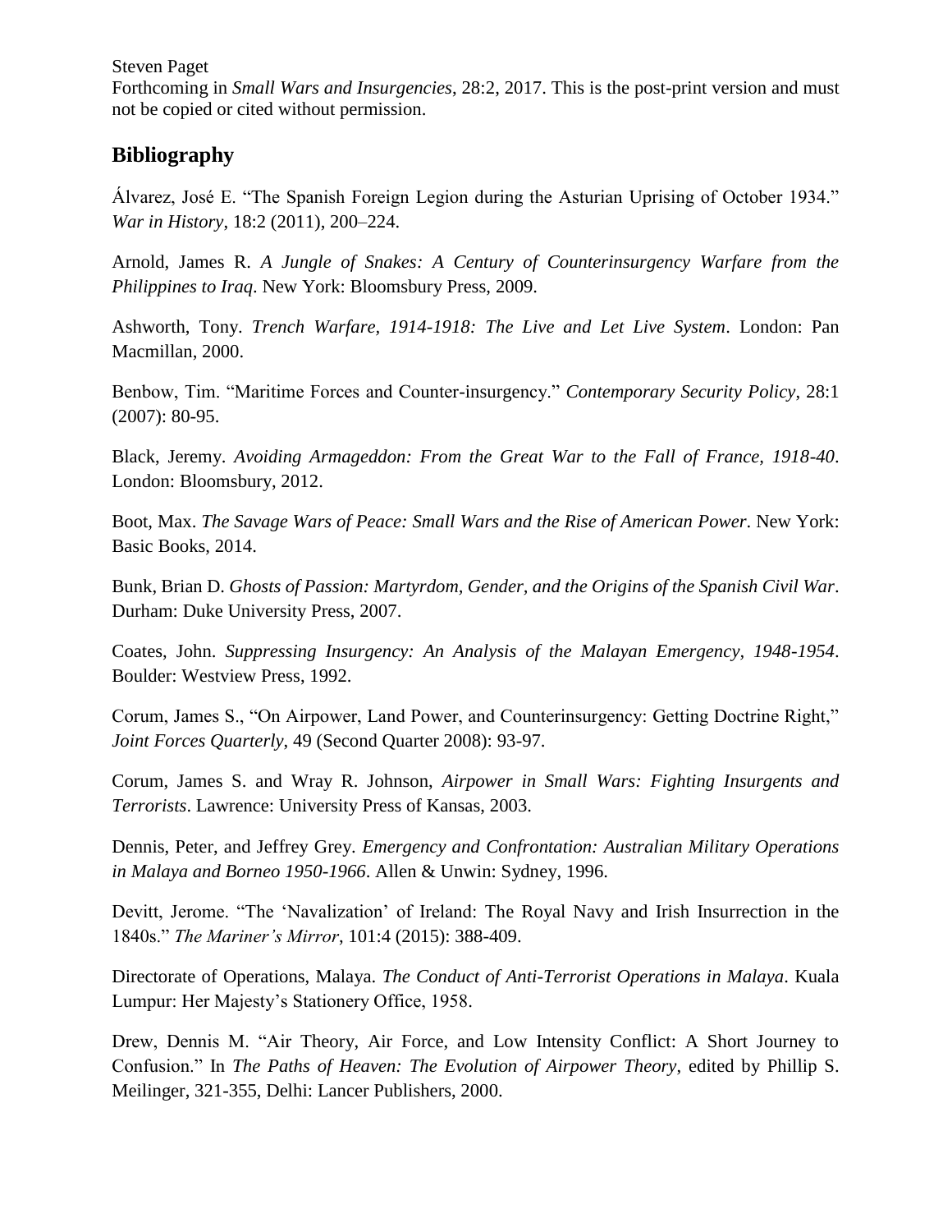## Bibliography

Álvarez, José E. "The Spanish Foreign Legion during the Asturian Uprising of October 1934." *War in History*, 18:2 (2011), 200–224.

Arnold, James R. *A Jungle of Snakes: A Century of Counterinsurgency Warfare from the Philippines to Iraq*. New York: Bloomsbury Press, 2009.

Ashworth, Tony. *Trench Warfare, 1914-1918: The Live and Let Live System*. London: Pan Macmillan, 2000.

Benbow, Tim. "Maritime Forces and Counter-insurgency." *Contemporary Security Policy*, 28:1 (2007): 80-95.

Black, Jeremy. *Avoiding Armageddon: From the Great War to the Fall of France, 1918-40*. London: Bloomsbury, 2012.

Boot, Max. *The Savage Wars of Peace: Small Wars and the Rise of American Power*. New York: Basic Books, 2014.

Bunk, Brian D. *Ghosts of Passion: Martyrdom, Gender, and the Origins of the Spanish Civil War*. Durham: Duke University Press, 2007.

Coates, John. *Suppressing Insurgency: An Analysis of the Malayan Emergency, 1948-1954*. Boulder: Westview Press, 1992.

Corum, James S., "On Airpower, Land Power, and Counterinsurgency: Getting Doctrine Right," *Joint Forces Quarterly*, 49 (Second Quarter 2008): 93-97.

Corum, James S. and Wray R. Johnson, *Airpower in Small Wars: Fighting Insurgents and Terrorists*. Lawrence: University Press of Kansas, 2003.

Dennis, Peter, and Jeffrey Grey. *Emergency and Confrontation: Australian Military Operations in Malaya and Borneo 1950-1966*. Allen & Unwin: Sydney, 1996.

Devitt, Jerome. "The 'Navalization' of Ireland: The Royal Navy and Irish Insurrection in the 1840s." *The Mariner's Mirror*, 101:4 (2015): 388-409.

Directorate of Operations, Malaya. *The Conduct of Anti-Terrorist Operations in Malaya*. Kuala Lumpur: Her Majesty's Stationery Office, 1958.

Drew, Dennis M. "Air Theory, Air Force, and Low Intensity Conflict: A Short Journey to Confusion." In *The Paths of Heaven: The Evolution of Airpower Theory*, edited by Phillip S. Meilinger, 321-355, Delhi: Lancer Publishers, 2000.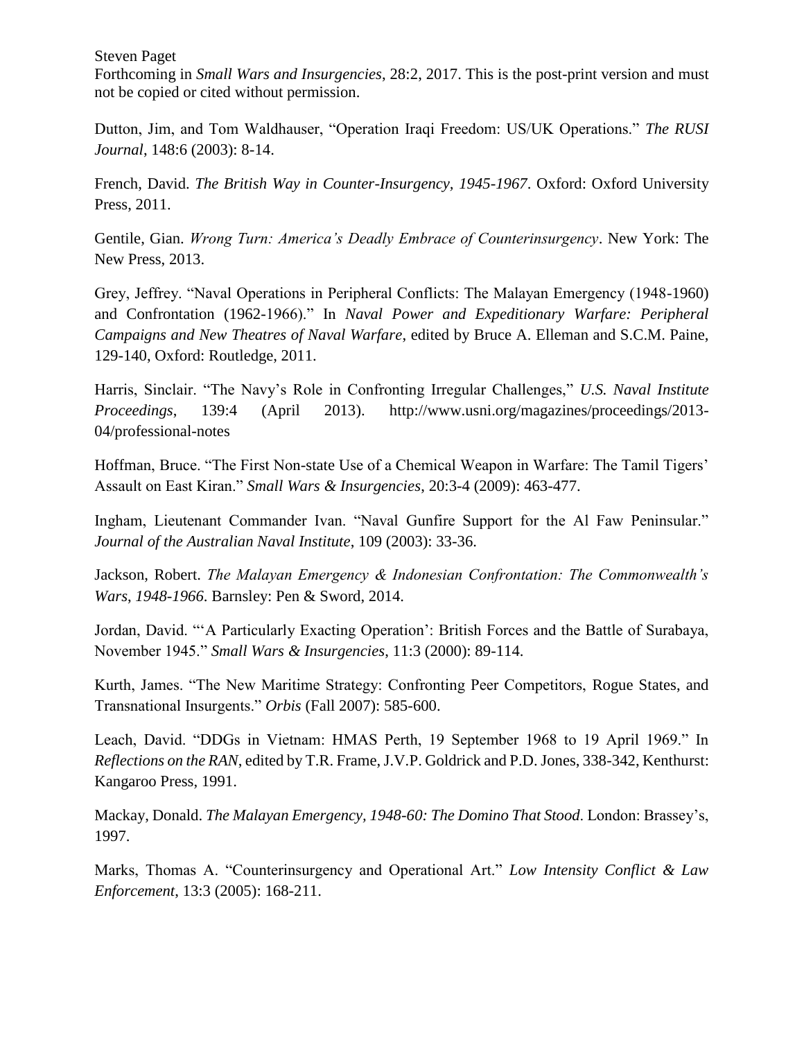Dutton, Jim, and Tom Waldhauser, "Operation Iraqi Freedom: US/UK Operations." *The RUSI Journal*, 148:6 (2003): 8-14.

French, David. *The British Way in Counter-Insurgency, 1945-1967*. Oxford: Oxford University Press, 2011.

Gentile, Gian. *Wrong Turn: America's Deadly Embrace of Counterinsurgency*. New York: The New Press, 2013.

Grey, Jeffrey. "Naval Operations in Peripheral Conflicts: The Malayan Emergency (1948-1960) and Confrontation (1962-1966)." In *Naval Power and Expeditionary Warfare: Peripheral Campaigns and New Theatres of Naval Warfare*, edited by Bruce A. Elleman and S.C.M. Paine, 129-140, Oxford: Routledge, 2011.

Harris, Sinclair. "The Navy's Role in Confronting Irregular Challenges," *U.S. Naval Institute Proceedings*, 139:4 (April 2013). http://www.usni.org/magazines/proceedings/2013-04/professional-notes

Hoffman, Bruce. "The First Non-state Use of a Chemical Weapon in Warfare: The Tamil Tigers' Assault on East Kiran." *Small Wars & Insurgencies*, 20:3-4 (2009): 463-477.

Ingham, Lieutenant Commander Ivan. "Naval Gunfire Support for the Al Faw Peninsular." *Journal of the Australian Naval Institute*, 109 (2003): 33-36.

Jackson, Robert. *The Malayan Emergency & Indonesian Confrontation: The Commonwealth's Wars, 1948-1966*. Barnsley: Pen & Sword, 2014.

Jordan, David. "'A Particularly Exacting Operation': British Forces and the Battle of Surabaya, November 1945." *Small Wars & Insurgencies*, 11:3 (2000): 89-114.

Kurth, James. "The New Maritime Strategy: Confronting Peer Competitors, Rogue States, and Transnational Insurgents." *Orbis* (Fall 2007): 585-600.

Leach, David. "DDGs in Vietnam: HMAS Perth, 19 September 1968 to 19 April 1969." In *Reflections on the RAN*, edited by T.R. Frame, J.V.P. Goldrick and P.D. Jones, 338-342, Kenthurst: Kangaroo Press, 1991.

Mackay, Donald. *The Malayan Emergency, 1948-60: The Domino That Stood*. London: Brassey's, 1997.

Marks, Thomas A. "Counterinsurgency and Operational Art." *Low Intensity Conflict & Law Enforcement*, 13:3 (2005): 168-211.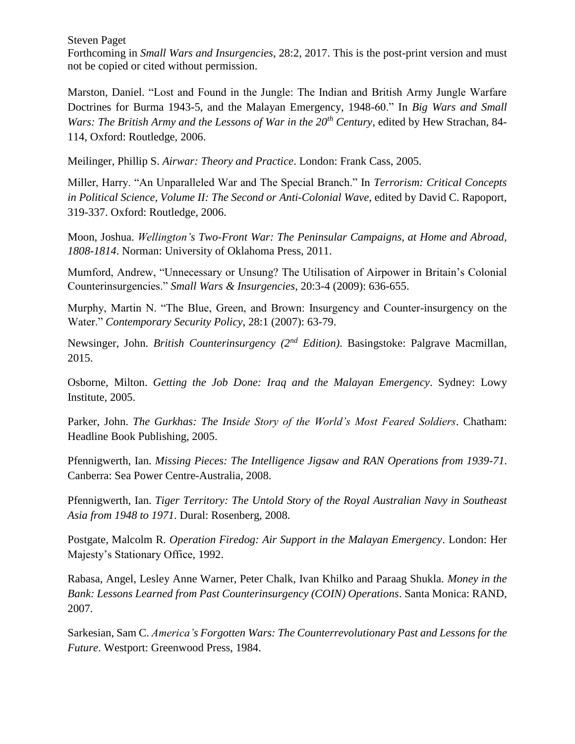Marston, Daniel. “Lost and Found in the Jungle: The Indian and British Army Jungle Warfare Doctrines for Burma 1943-5, and the Malayan Emergency, 1948-60.” In *Big Wars and Small Wars: The British Army and the Lessons of War in the 20th Century*, edited by Hew Strachan, 84-114, Oxford: Routledge, 2006.

Meilinger, Phillip S. *Airwar: Theory and Practice*. London: Frank Cass, 2005.

Miller, Harry. “An Unparalleled War and The Special Branch.” In *Terrorism: Critical Concepts in Political Science, Volume II: The Second or Anti-Colonial Wave*, edited by David C. Rapoport, 319-337. Oxford: Routledge, 2006.

Moon, Joshua. *Wellington’s Two-Front War: The Peninsular Campaigns, at Home and Abroad, 1808-1814*. Norman: University of Oklahoma Press, 2011.

Mumford, Andrew, “Unnecessary or Unsung? The Utilisation of Airpower in Britain’s Colonial Counterinsurgencies.” *Small Wars & Insurgencies*, 20:3-4 (2009): 636-655.

Murphy, Martin N. “The Blue, Green, and Brown: Insurgency and Counter-insurgency on the Water.” *Contemporary Security Policy*, 28:1 (2007): 63-79.

Newsinger, John. *British Counterinsurgency (2nd Edition)*. Basingstoke: Palgrave Macmillan, 2015.

Osborne, Milton. *Getting the Job Done: Iraq and the Malayan Emergency*. Sydney: Lowy Institute, 2005.

Parker, John. *The Gurkhas: The Inside Story of the World’s Most Feared Soldiers*. Chatham: Headline Book Publishing, 2005.

Pfennigwerth, Ian. *Missing Pieces: The Intelligence Jigsaw and RAN Operations from 1939-71*. Canberra: Sea Power Centre-Australia, 2008.

Pfennigwerth, Ian. *Tiger Territory: The Untold Story of the Royal Australian Navy in Southeast Asia from 1948 to 1971*. Dural: Rosenberg, 2008.

Postgate, Malcolm R. *Operation Firedog: Air Support in the Malayan Emergency*. London: Her Majesty’s Stationary Office, 1992.

Rabasa, Angel, Lesley Anne Warner, Peter Chalk, Ivan Khilko and Paraag Shukla. *Money in the Bank: Lessons Learned from Past Counterinsurgency (COIN) Operations*. Santa Monica: RAND, 2007.

Sarkesian, Sam C. *America’s Forgotten Wars: The Counterrevolutionary Past and Lessons for the Future*. Westport: Greenwood Press, 1984.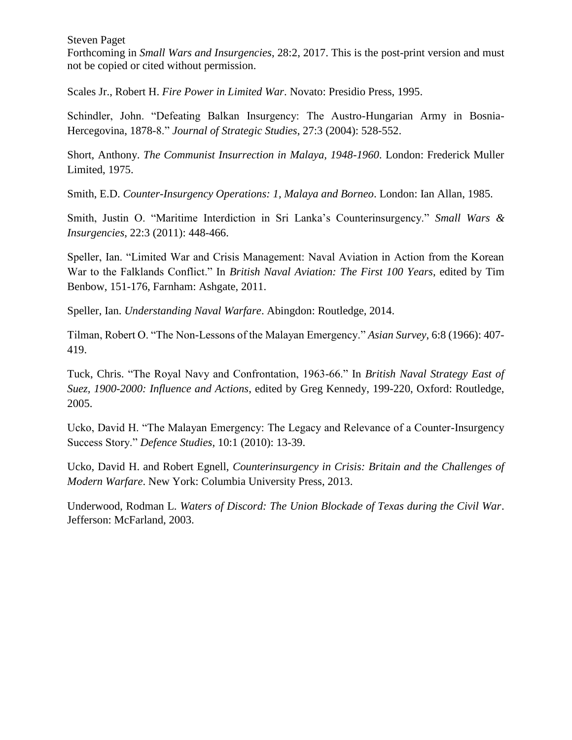Scales Jr., Robert H. *Fire Power in Limited War*. Novato: Presidio Press, 1995.

Schindler, John. "Defeating Balkan Insurgency: The Austro-Hungarian Army in Bosnia-Hercegovina, 1878-8." *Journal of Strategic Studies*, 27:3 (2004): 528-552.

Short, Anthony. *The Communist Insurrection in Malaya, 1948-1960*. London: Frederick Muller Limited, 1975.

Smith, E.D. *Counter-Insurgency Operations: 1, Malaya and Borneo*. London: Ian Allan, 1985.

Smith, Justin O. "Maritime Interdiction in Sri Lanka's Counterinsurgency." *Small Wars & Insurgencies*, 22:3 (2011): 448-466.

Speller, Ian. "Limited War and Crisis Management: Naval Aviation in Action from the Korean War to the Falklands Conflict." In *British Naval Aviation: The First 100 Years*, edited by Tim Benbow, 151-176, Farnham: Ashgate, 2011.

Speller, Ian. *Understanding Naval Warfare*. Abingdon: Routledge, 2014.

Tilman, Robert O. "The Non-Lessons of the Malayan Emergency." *Asian Survey*, 6:8 (1966): 407-419.

Tuck, Chris. "The Royal Navy and Confrontation, 1963-66." In *British Naval Strategy East of Suez, 1900-2000: Influence and Actions*, edited by Greg Kennedy, 199-220, Oxford: Routledge, 2005.

Ucko, David H. "The Malayan Emergency: The Legacy and Relevance of a Counter-Insurgency Success Story." *Defence Studies*, 10:1 (2010): 13-39.

Ucko, David H. and Robert Egnell, *Counterinsurgency in Crisis: Britain and the Challenges of Modern Warfare*. New York: Columbia University Press, 2013.

Underwood, Rodman L. *Waters of Discord: The Union Blockade of Texas during the Civil War*. Jefferson: McFarland, 2003.